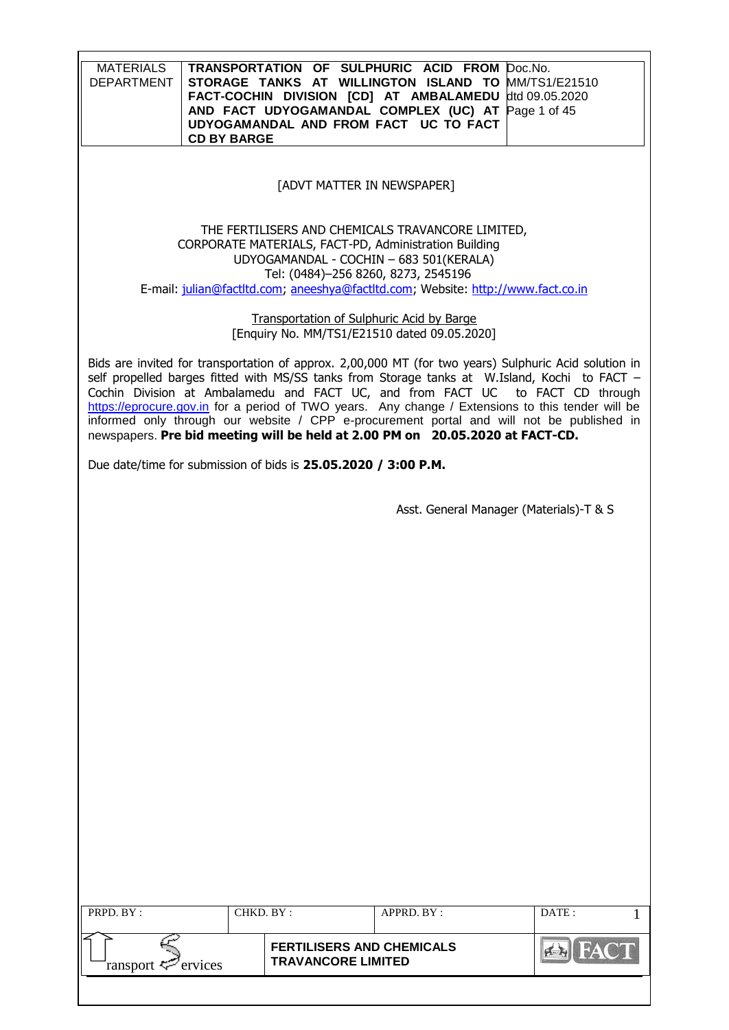[ADVT MATTER IN NEWSPAPER]

THE FERTILISERS AND CHEMICALS TRAVANCORE LIMITED,
CORPORATE MATERIALS, FACT-PD, Administration Building
UDYOGAMANDAL - COCHIN – 683 501(KERALA)
Tel: (0484)–256 8260, 8273, 2545196
E-mail: julian@factltd.com; aneeshya@factltd.com; Website: http://www.fact.co.in

Transportation of Sulphuric Acid by Barge
[Enquiry No. MM/TS1/E21510 dated 09.05.2020]

Bids are invited for transportation of approx. 2,00,000 MT (for two years) Sulphuric Acid solution in self propelled barges fitted with MS/SS tanks from Storage tanks at W.Island, Kochi to FACT – Cochin Division at Ambalamedu and FACT UC, and from FACT UC to FACT CD through https://eprocure.gov.in for a period of TWO years. Any change / Extensions to this tender will be informed only through our website / CPP e-procurement portal and will not be published in newspapers. **Pre bid meeting will be held at 2.00 PM on 20.05.2020 at FACT-CD.**

Due date/time for submission of bids is **25.05.2020 / 3:00 P.M.**

Asst. General Manager (Materials)-T & S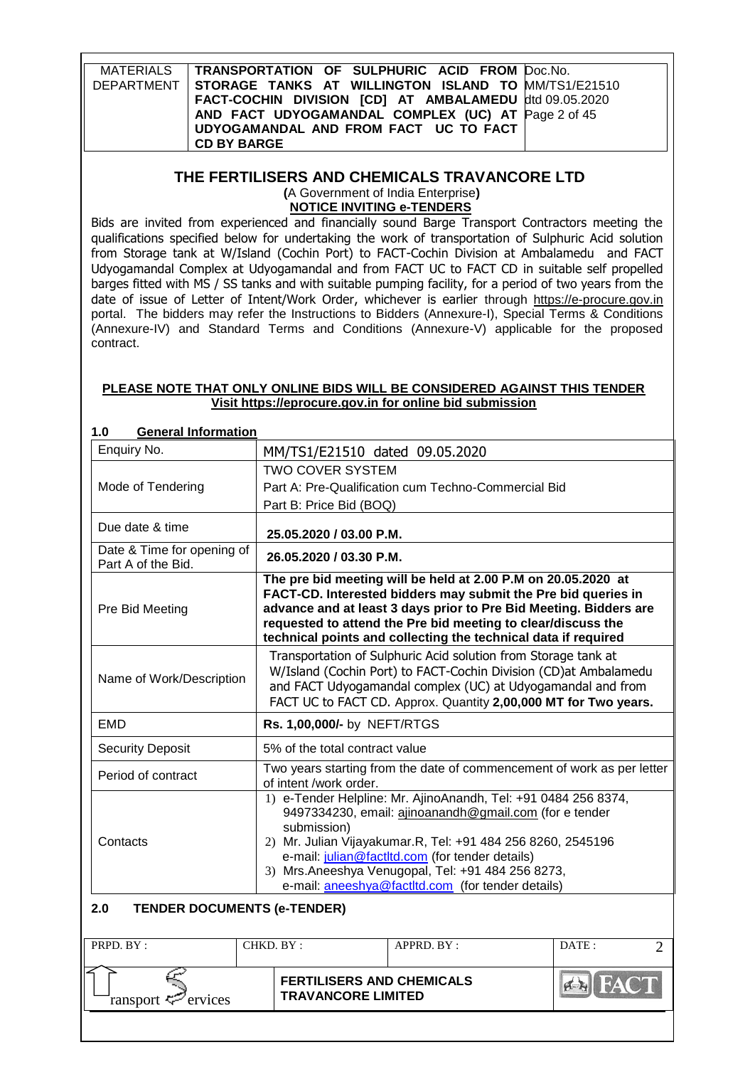# THE FERTILISERS AND CHEMICALS TRAVANCORE LTD

**(**A Government of India Enterprise**)**

**NOTICE INVITING e-TENDERS**

Bids are invited from experienced and financially sound Barge Transport Contractors meeting the qualifications specified below for undertaking the work of transportation of Sulphuric Acid solution from Storage tank at W/Island (Cochin Port) to FACT-Cochin Division at Ambalamedu and FACT Udyogamandal Complex at Udyogamandal and from FACT UC to FACT CD in suitable self propelled barges fitted with MS / SS tanks and with suitable pumping facility, for a period of two years from the date of issue of Letter of Intent/Work Order, whichever is earlier through https://e-procure.gov.in portal. The bidders may refer the Instructions to Bidders (Annexure-I), Special Terms & Conditions (Annexure-IV) and Standard Terms and Conditions (Annexure-V) applicable for the proposed contract.

**PLEASE NOTE THAT ONLY ONLINE BIDS WILL BE CONSIDERED AGAINST THIS TENDER**
**Visit https://eprocure.gov.in for online bid submission**

## 1.0 General Information

| Enquiry No. | MM/TS1/E21510 dated 09.05.2020 |
|---|---|
| Mode of Tendering | TWO COVER SYSTEM<br>Part A: Pre-Qualification cum Techno-Commercial Bid<br>Part B: Price Bid (BOQ) |
| Due date & time | **25.05.2020 / 03.00 P.M.** |
| Date & Time for opening of Part A of the Bid. | **26.05.2020 / 03.30 P.M.** |
| Pre Bid Meeting | **The pre bid meeting will be held at 2.00 P.M on 20.05.2020 at FACT-CD. Interested bidders may submit the Pre bid queries in advance and at least 3 days prior to Pre Bid Meeting. Bidders are requested to attend the Pre bid meeting to clear/discuss the technical points and collecting the technical data if required** |
| Name of Work/Description | Transportation of Sulphuric Acid solution from Storage tank at W/Island (Cochin Port) to FACT-Cochin Division (CD)at Ambalamedu and FACT Udyogamandal complex (UC) at Udyogamandal and from FACT UC to FACT CD. Approx. Quantity **2,00,000 MT for Two years.** |
| EMD | **Rs. 1,00,000/-** by NEFT/RTGS |
| Security Deposit | 5% of the total contract value |
| Period of contract | Two years starting from the date of commencement of work as per letter of intent /work order. |
| Contacts | 1) e-Tender Helpline: Mr. AjinoAnandh, Tel: +91 0484 256 8374, 9497334230, email: ajinoanandh@gmail.com (for e tender submission)<br>2) Mr. Julian Vijayakumar.R, Tel: +91 484 256 8260, 2545196 e-mail: julian@factltd.com (for tender details)<br>3) Mrs.Aneeshya Venugopal, Tel: +91 484 256 8273, e-mail: aneeshya@factltd.com (for tender details) |

## 2.0 TENDER DOCUMENTS (e-TENDER)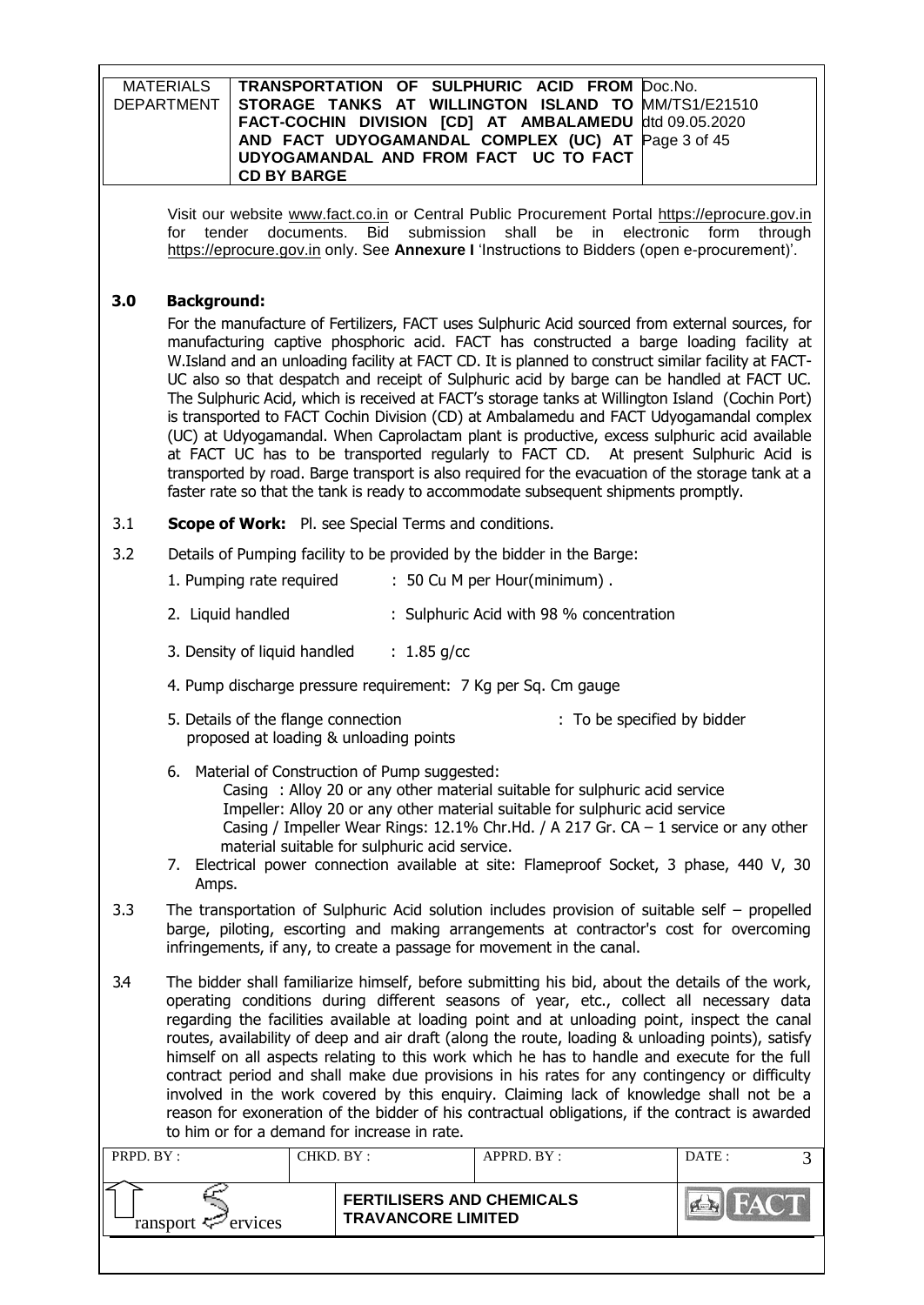Visit our website www.fact.co.in or Central Public Procurement Portal https://eprocure.gov.in for tender documents. Bid submission shall be in electronic form through https://eprocure.gov.in only. See **Annexure I** 'Instructions to Bidders (open e-procurement)'.

## 3.0 Background:

For the manufacture of Fertilizers, FACT uses Sulphuric Acid sourced from external sources, for manufacturing captive phosphoric acid. FACT has constructed a barge loading facility at W.Island and an unloading facility at FACT CD. It is planned to construct similar facility at FACT-UC also so that despatch and receipt of Sulphuric acid by barge can be handled at FACT UC. The Sulphuric Acid, which is received at FACT's storage tanks at Willington Island (Cochin Port) is transported to FACT Cochin Division (CD) at Ambalamedu and FACT Udyogamandal complex (UC) at Udyogamandal. When Caprolactam plant is productive, excess sulphuric acid available at FACT UC has to be transported regularly to FACT CD. At present Sulphuric Acid is transported by road. Barge transport is also required for the evacuation of the storage tank at a faster rate so that the tank is ready to accommodate subsequent shipments promptly.

3.1 **Scope of Work:** Pl. see Special Terms and conditions.

3.2 Details of Pumping facility to be provided by the bidder in the Barge:

1. Pumping rate required : 50 Cu M per Hour(minimum) .
2. Liquid handled : Sulphuric Acid with 98 % concentration
3. Density of liquid handled : 1.85 g/cc
4. Pump discharge pressure requirement: 7 Kg per Sq. Cm gauge
5. Details of the flange connection proposed at loading & unloading points : To be specified by bidder
6. Material of Construction of Pump suggested:
   Casing : Alloy 20 or any other material suitable for sulphuric acid service
   Impeller: Alloy 20 or any other material suitable for sulphuric acid service
   Casing / Impeller Wear Rings: 12.1% Chr.Hd. / A 217 Gr. CA – 1 service or any other material suitable for sulphuric acid service.
7. Electrical power connection available at site: Flameproof Socket, 3 phase, 440 V, 30 Amps.

3.3 The transportation of Sulphuric Acid solution includes provision of suitable self – propelled barge, piloting, escorting and making arrangements at contractor's cost for overcoming infringements, if any, to create a passage for movement in the canal.

3.4 The bidder shall familiarize himself, before submitting his bid, about the details of the work, operating conditions during different seasons of year, etc., collect all necessary data regarding the facilities available at loading point and at unloading point, inspect the canal routes, availability of deep and air draft (along the route, loading & unloading points), satisfy himself on all aspects relating to this work which he has to handle and execute for the full contract period and shall make due provisions in his rates for any contingency or difficulty involved in the work covered by this enquiry. Claiming lack of knowledge shall not be a reason for exoneration of the bidder of his contractual obligations, if the contract is awarded to him or for a demand for increase in rate.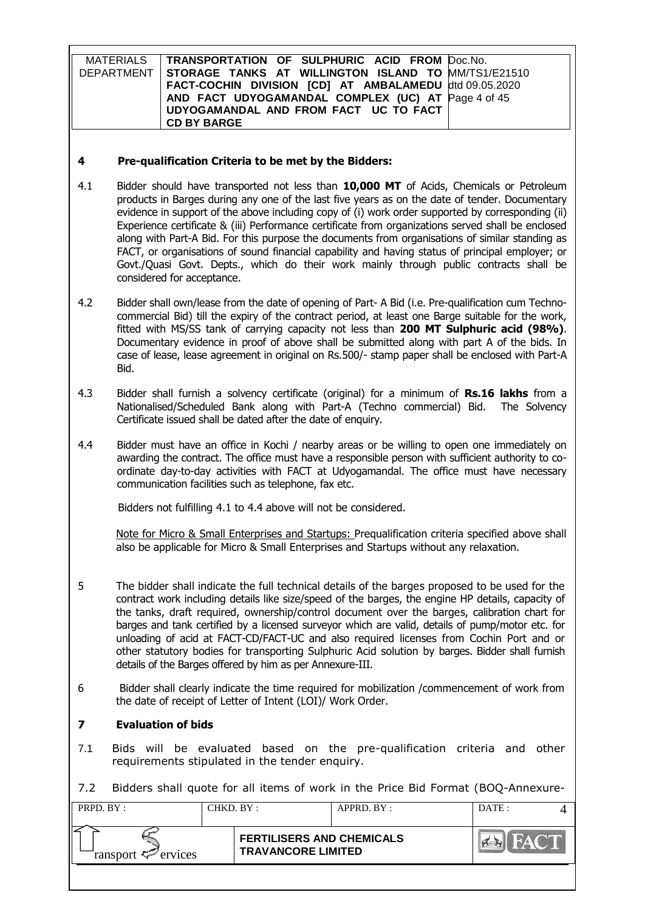## 4 Pre-qualification Criteria to be met by the Bidders:

4.1 Bidder should have transported not less than **10,000 MT** of Acids, Chemicals or Petroleum products in Barges during any one of the last five years as on the date of tender. Documentary evidence in support of the above including copy of (i) work order supported by corresponding (ii) Experience certificate & (iii) Performance certificate from organizations served shall be enclosed along with Part-A Bid. For this purpose the documents from organisations of similar standing as FACT, or organisations of sound financial capability and having status of principal employer; or Govt./Quasi Govt. Depts., which do their work mainly through public contracts shall be considered for acceptance.

4.2 Bidder shall own/lease from the date of opening of Part- A Bid (i.e. Pre-qualification cum Techno-commercial Bid) till the expiry of the contract period, at least one Barge suitable for the work, fitted with MS/SS tank of carrying capacity not less than **200 MT Sulphuric acid (98%)**. Documentary evidence in proof of above shall be submitted along with part A of the bids. In case of lease, lease agreement in original on Rs.500/- stamp paper shall be enclosed with Part-A Bid.

4.3 Bidder shall furnish a solvency certificate (original) for a minimum of **Rs.16 lakhs** from a Nationalised/Scheduled Bank along with Part-A (Techno commercial) Bid. The Solvency Certificate issued shall be dated after the date of enquiry.

4.4 Bidder must have an office in Kochi / nearby areas or be willing to open one immediately on awarding the contract. The office must have a responsible person with sufficient authority to co-ordinate day-to-day activities with FACT at Udyogamandal. The office must have necessary communication facilities such as telephone, fax etc.

Bidders not fulfilling 4.1 to 4.4 above will not be considered.

Note for Micro & Small Enterprises and Startups: Prequalification criteria specified above shall also be applicable for Micro & Small Enterprises and Startups without any relaxation.

5 The bidder shall indicate the full technical details of the barges proposed to be used for the contract work including details like size/speed of the barges, the engine HP details, capacity of the tanks, draft required, ownership/control document over the barges, calibration chart for barges and tank certified by a licensed surveyor which are valid, details of pump/motor etc. for unloading of acid at FACT-CD/FACT-UC and also required licenses from Cochin Port and or other statutory bodies for transporting Sulphuric Acid solution by barges. Bidder shall furnish details of the Barges offered by him as per Annexure-III.

6 Bidder shall clearly indicate the time required for mobilization /commencement of work from the date of receipt of Letter of Intent (LOI)/ Work Order.

## 7 Evaluation of bids

7.1 Bids will be evaluated based on the pre-qualification criteria and other requirements stipulated in the tender enquiry.

7.2 Bidders shall quote for all items of work in the Price Bid Format (BOQ-Annexure-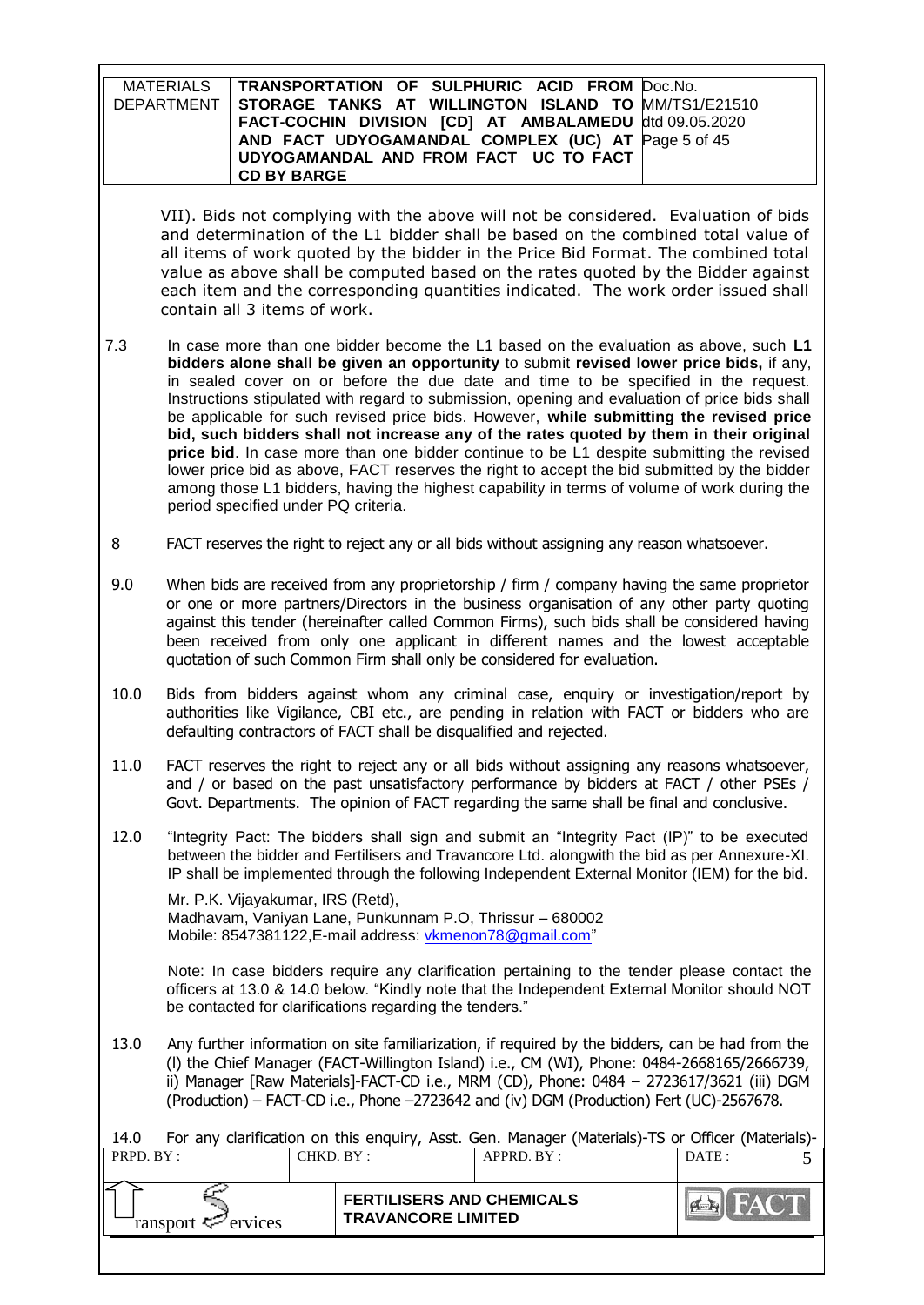VII). Bids not complying with the above will not be considered. Evaluation of bids and determination of the L1 bidder shall be based on the combined total value of all items of work quoted by the bidder in the Price Bid Format. The combined total value as above shall be computed based on the rates quoted by the Bidder against each item and the corresponding quantities indicated. The work order issued shall contain all 3 items of work.

7.3 In case more than one bidder become the L1 based on the evaluation as above, such **L1 bidders alone shall be given an opportunity** to submit **revised lower price bids,** if any, in sealed cover on or before the due date and time to be specified in the request. Instructions stipulated with regard to submission, opening and evaluation of price bids shall be applicable for such revised price bids. However, **while submitting the revised price bid, such bidders shall not increase any of the rates quoted by them in their original price bid**. In case more than one bidder continue to be L1 despite submitting the revised lower price bid as above, FACT reserves the right to accept the bid submitted by the bidder among those L1 bidders, having the highest capability in terms of volume of work during the period specified under PQ criteria.

8 FACT reserves the right to reject any or all bids without assigning any reason whatsoever.

9.0 When bids are received from any proprietorship / firm / company having the same proprietor or one or more partners/Directors in the business organisation of any other party quoting against this tender (hereinafter called Common Firms), such bids shall be considered having been received from only one applicant in different names and the lowest acceptable quotation of such Common Firm shall only be considered for evaluation.

10.0 Bids from bidders against whom any criminal case, enquiry or investigation/report by authorities like Vigilance, CBI etc., are pending in relation with FACT or bidders who are defaulting contractors of FACT shall be disqualified and rejected.

11.0 FACT reserves the right to reject any or all bids without assigning any reasons whatsoever, and / or based on the past unsatisfactory performance by bidders at FACT / other PSEs / Govt. Departments. The opinion of FACT regarding the same shall be final and conclusive.

12.0 "Integrity Pact: The bidders shall sign and submit an "Integrity Pact (IP)" to be executed between the bidder and Fertilisers and Travancore Ltd. alongwith the bid as per Annexure-XI. IP shall be implemented through the following Independent External Monitor (IEM) for the bid.

Mr. P.K. Vijayakumar, IRS (Retd),
Madhavam, Vaniyan Lane, Punkunnam P.O, Thrissur – 680002
Mobile: 8547381122,E-mail address: vkmenon78@gmail.com"

Note: In case bidders require any clarification pertaining to the tender please contact the officers at 13.0 & 14.0 below. "Kindly note that the Independent External Monitor should NOT be contacted for clarifications regarding the tenders."

13.0 Any further information on site familiarization, if required by the bidders, can be had from the (I) the Chief Manager (FACT-Willington Island) i.e., CM (WI), Phone: 0484-2668165/2666739, ii) Manager [Raw Materials]-FACT-CD i.e., MRM (CD), Phone: 0484 – 2723617/3621 (iii) DGM (Production) – FACT-CD i.e., Phone –2723642 and (iv) DGM (Production) Fert (UC)-2567678.

14.0 For any clarification on this enquiry, Asst. Gen. Manager (Materials)-TS or Officer (Materials)-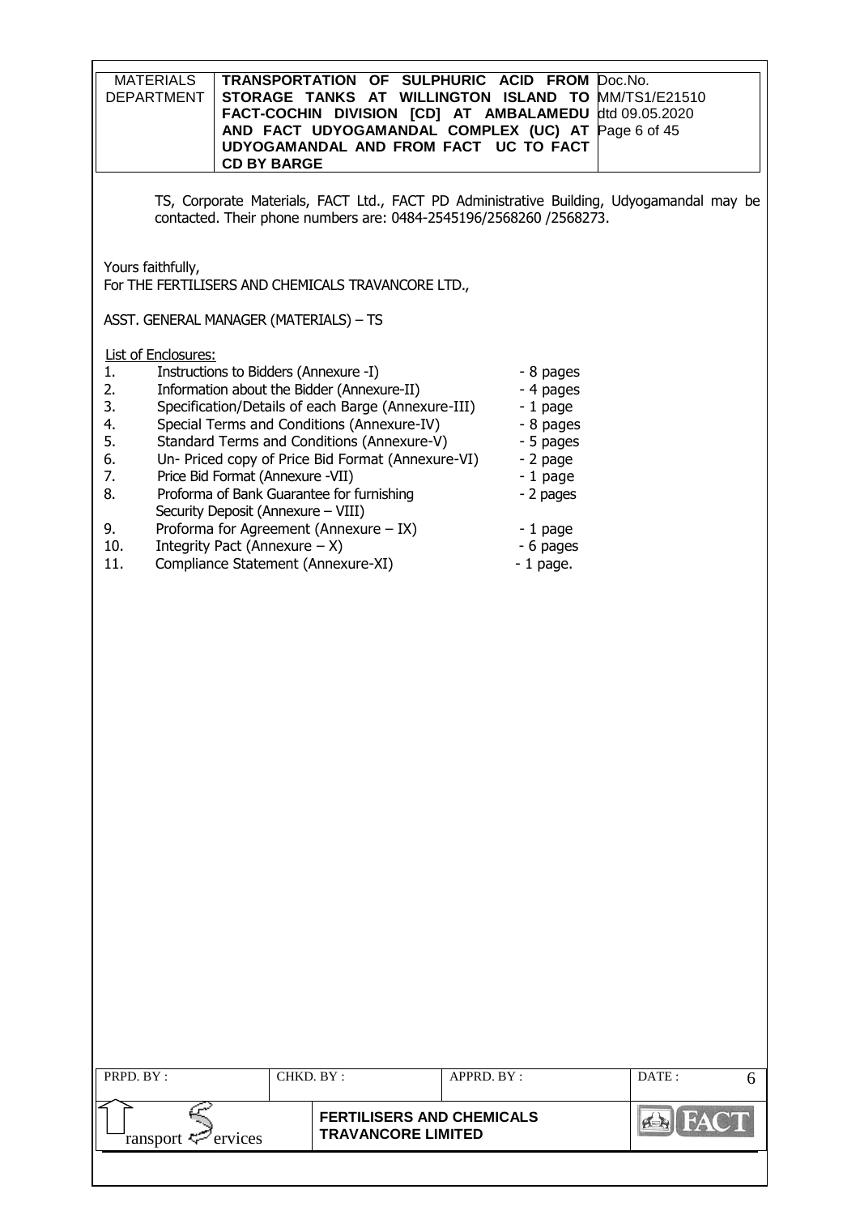TS, Corporate Materials, FACT Ltd., FACT PD Administrative Building, Udyogamandal may be contacted. Their phone numbers are: 0484-2545196/2568260 /2568273.

Yours faithfully,
For THE FERTILISERS AND CHEMICALS TRAVANCORE LTD.,

ASST. GENERAL MANAGER (MATERIALS) – TS

List of Enclosures:

| No. | Enclosure | Pages |
|---|---|---|
| 1. | Instructions to Bidders (Annexure -I) | - 8 pages |
| 2. | Information about the Bidder (Annexure-II) | - 4 pages |
| 3. | Specification/Details of each Barge (Annexure-III) | - 1 page |
| 4. | Special Terms and Conditions (Annexure-IV) | - 8 pages |
| 5. | Standard Terms and Conditions (Annexure-V) | - 5 pages |
| 6. | Un- Priced copy of Price Bid Format (Annexure-VI) | - 2 page |
| 7. | Price Bid Format (Annexure -VII) | - 1 page |
| 8. | Proforma of Bank Guarantee for furnishing Security Deposit (Annexure – VIII) | - 2 pages |
| 9. | Proforma for Agreement (Annexure – IX) | - 1 page |
| 10. | Integrity Pact (Annexure – X) | - 6 pages |
| 11. | Compliance Statement (Annexure-XI) | - 1 page. |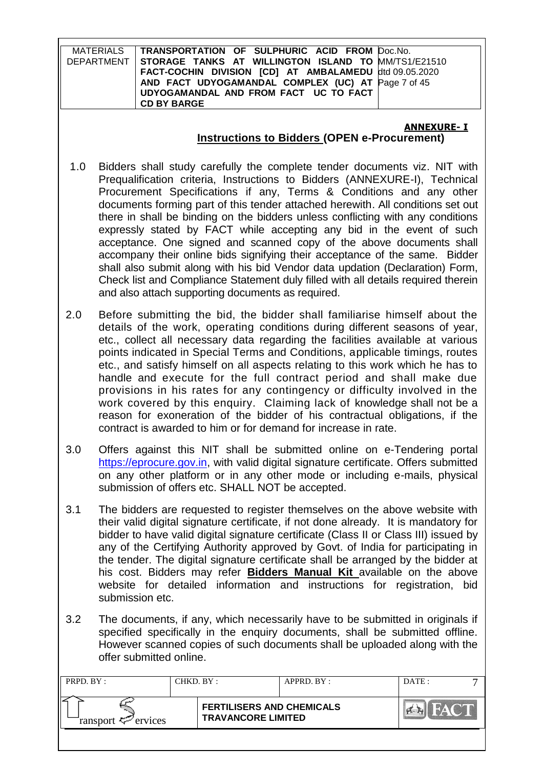**ANNEXURE- I**

## Instructions to Bidders (OPEN e-Procurement)

1.0 Bidders shall study carefully the complete tender documents viz. NIT with Prequalification criteria, Instructions to Bidders (ANNEXURE-I), Technical Procurement Specifications if any, Terms & Conditions and any other documents forming part of this tender attached herewith. All conditions set out there in shall be binding on the bidders unless conflicting with any conditions expressly stated by FACT while accepting any bid in the event of such acceptance. One signed and scanned copy of the above documents shall accompany their online bids signifying their acceptance of the same. Bidder shall also submit along with his bid Vendor data updation (Declaration) Form, Check list and Compliance Statement duly filled with all details required therein and also attach supporting documents as required.

2.0 Before submitting the bid, the bidder shall familiarise himself about the details of the work, operating conditions during different seasons of year, etc., collect all necessary data regarding the facilities available at various points indicated in Special Terms and Conditions, applicable timings, routes etc., and satisfy himself on all aspects relating to this work which he has to handle and execute for the full contract period and shall make due provisions in his rates for any contingency or difficulty involved in the work covered by this enquiry. Claiming lack of knowledge shall not be a reason for exoneration of the bidder of his contractual obligations, if the contract is awarded to him or for demand for increase in rate.

3.0 Offers against this NIT shall be submitted online on e-Tendering portal https://eprocure.gov.in, with valid digital signature certificate. Offers submitted on any other platform or in any other mode or including e-mails, physical submission of offers etc. SHALL NOT be accepted.

3.1 The bidders are requested to register themselves on the above website with their valid digital signature certificate, if not done already. It is mandatory for bidder to have valid digital signature certificate (Class II or Class III) issued by any of the Certifying Authority approved by Govt. of India for participating in the tender. The digital signature certificate shall be arranged by the bidder at his cost. Bidders may refer **Bidders Manual Kit** available on the above website for detailed information and instructions for registration, bid submission etc.

3.2 The documents, if any, which necessarily have to be submitted in originals if specified specifically in the enquiry documents, shall be submitted offline. However scanned copies of such documents shall be uploaded along with the offer submitted online.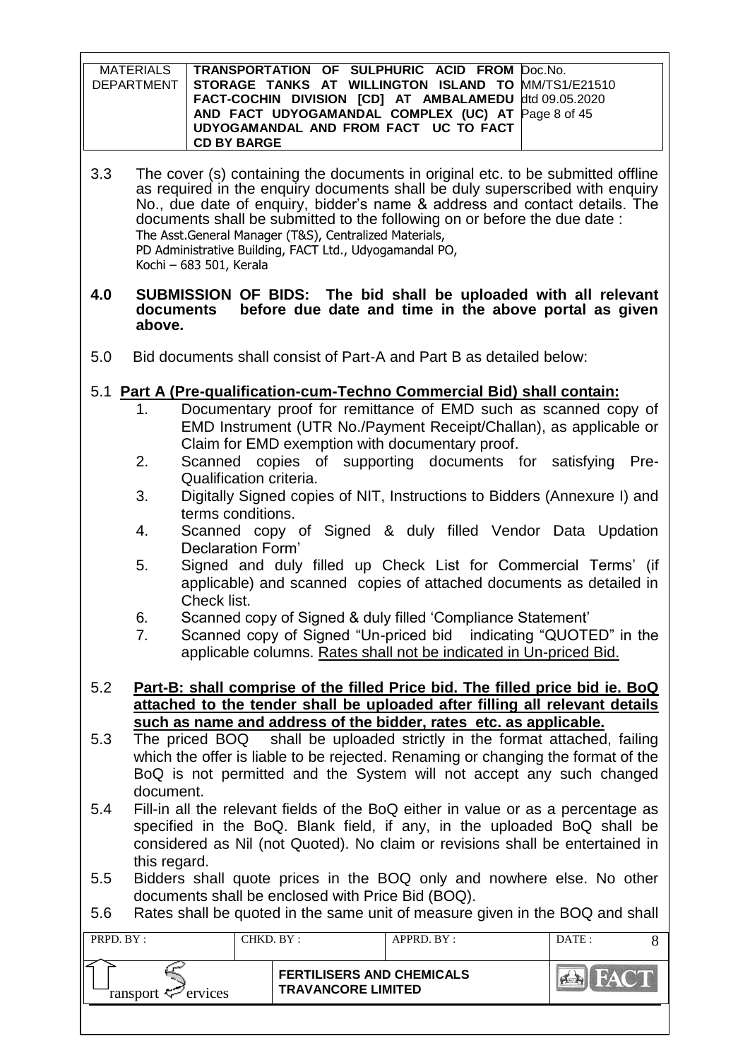3.3 The cover (s) containing the documents in original etc. to be submitted offline as required in the enquiry documents shall be duly superscribed with enquiry No., due date of enquiry, bidder's name & address and contact details. The documents shall be submitted to the following on or before the due date :
The Asst.General Manager (T&S), Centralized Materials,
PD Administrative Building, FACT Ltd., Udyogamandal PO,
Kochi – 683 501, Kerala

**4.0 SUBMISSION OF BIDS: The bid shall be uploaded with all relevant documents before due date and time in the above portal as given above.**

5.0 Bid documents shall consist of Part-A and Part B as detailed below:

5.1 **Part A (Pre-qualification-cum-Techno Commercial Bid) shall contain:**

1. Documentary proof for remittance of EMD such as scanned copy of EMD Instrument (UTR No./Payment Receipt/Challan), as applicable or Claim for EMD exemption with documentary proof.
2. Scanned copies of supporting documents for satisfying Pre-Qualification criteria.
3. Digitally Signed copies of NIT, Instructions to Bidders (Annexure I) and terms conditions.
4. Scanned copy of Signed & duly filled Vendor Data Updation Declaration Form'
5. Signed and duly filled up Check List for Commercial Terms' (if applicable) and scanned copies of attached documents as detailed in Check list.
6. Scanned copy of Signed & duly filled 'Compliance Statement'
7. Scanned copy of Signed "Un-priced bid indicating "QUOTED" in the applicable columns. Rates shall not be indicated in Un-priced Bid.

5.2 **Part-B: shall comprise of the filled Price bid. The filled price bid ie. BoQ attached to the tender shall be uploaded after filling all relevant details such as name and address of the bidder, rates etc. as applicable.**

5.3 The priced BOQ shall be uploaded strictly in the format attached, failing which the offer is liable to be rejected. Renaming or changing the format of the BoQ is not permitted and the System will not accept any such changed document.

5.4 Fill-in all the relevant fields of the BoQ either in value or as a percentage as specified in the BoQ. Blank field, if any, in the uploaded BoQ shall be considered as Nil (not Quoted). No claim or revisions shall be entertained in this regard.

5.5 Bidders shall quote prices in the BOQ only and nowhere else. No other documents shall be enclosed with Price Bid (BOQ).

5.6 Rates shall be quoted in the same unit of measure given in the BOQ and shall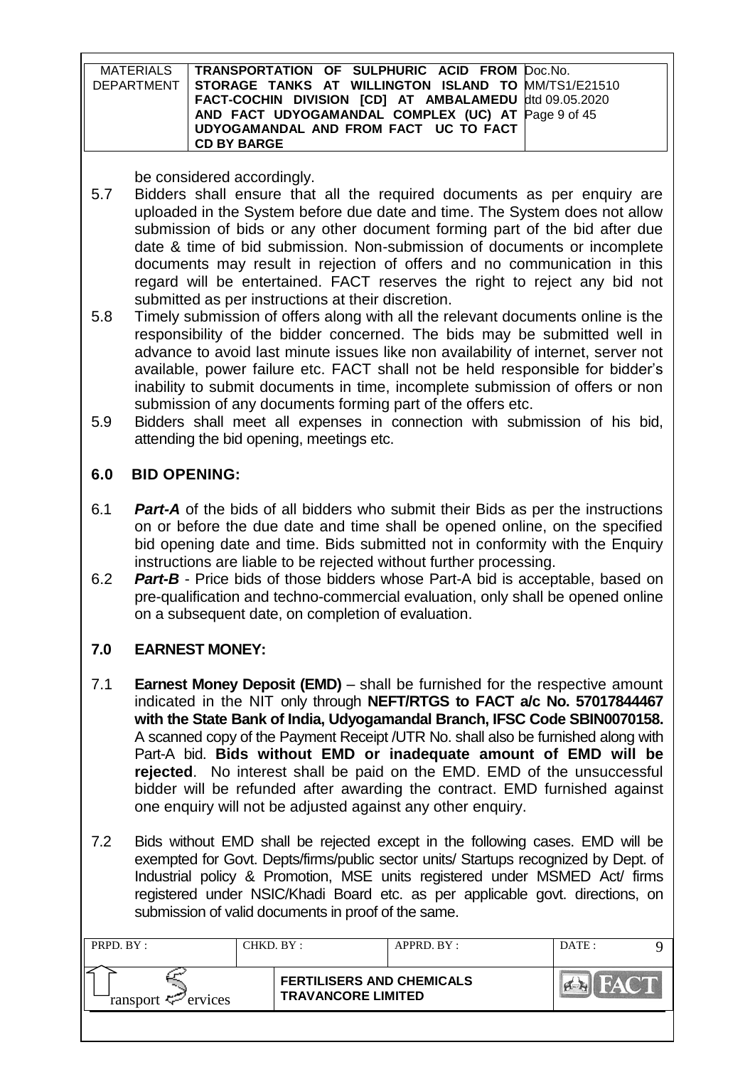be considered accordingly.

5.7 Bidders shall ensure that all the required documents as per enquiry are uploaded in the System before due date and time. The System does not allow submission of bids or any other document forming part of the bid after due date & time of bid submission. Non-submission of documents or incomplete documents may result in rejection of offers and no communication in this regard will be entertained. FACT reserves the right to reject any bid not submitted as per instructions at their discretion.

5.8 Timely submission of offers along with all the relevant documents online is the responsibility of the bidder concerned. The bids may be submitted well in advance to avoid last minute issues like non availability of internet, server not available, power failure etc. FACT shall not be held responsible for bidder's inability to submit documents in time, incomplete submission of offers or non submission of any documents forming part of the offers etc.

5.9 Bidders shall meet all expenses in connection with submission of his bid, attending the bid opening, meetings etc.

## 6.0 BID OPENING:

6.1 ***Part-A*** of the bids of all bidders who submit their Bids as per the instructions on or before the due date and time shall be opened online, on the specified bid opening date and time. Bids submitted not in conformity with the Enquiry instructions are liable to be rejected without further processing.

6.2 ***Part-B*** - Price bids of those bidders whose Part-A bid is acceptable, based on pre-qualification and techno-commercial evaluation, only shall be opened online on a subsequent date, on completion of evaluation.

## 7.0 EARNEST MONEY:

7.1 **Earnest Money Deposit (EMD)** – shall be furnished for the respective amount indicated in the NIT only through **NEFT/RTGS to FACT a/c No. 57017844467 with the State Bank of India, Udyogamandal Branch, IFSC Code SBIN0070158.** A scanned copy of the Payment Receipt /UTR No. shall also be furnished along with Part-A bid. **Bids without EMD or inadequate amount of EMD will be rejected**. No interest shall be paid on the EMD. EMD of the unsuccessful bidder will be refunded after awarding the contract. EMD furnished against one enquiry will not be adjusted against any other enquiry.

7.2 Bids without EMD shall be rejected except in the following cases. EMD will be exempted for Govt. Depts/firms/public sector units/ Startups recognized by Dept. of Industrial policy & Promotion, MSE units registered under MSMED Act/ firms registered under NSIC/Khadi Board etc. as per applicable govt. directions, on submission of valid documents in proof of the same.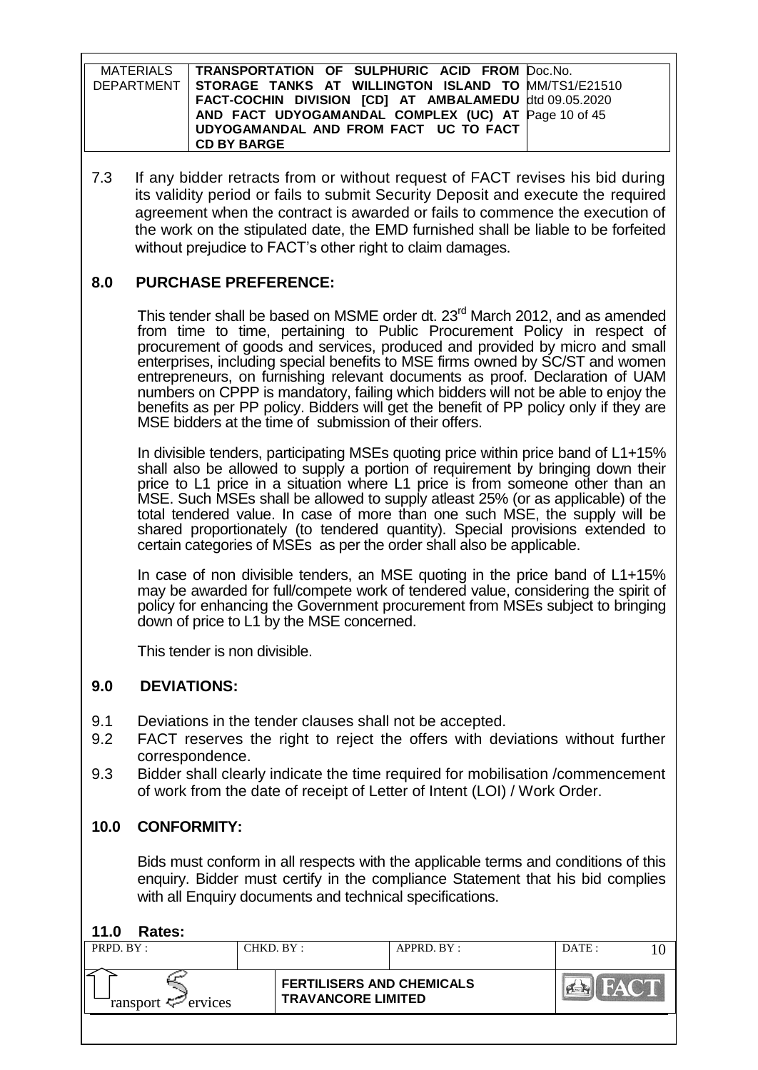7.3 If any bidder retracts from or without request of FACT revises his bid during its validity period or fails to submit Security Deposit and execute the required agreement when the contract is awarded or fails to commence the execution of the work on the stipulated date, the EMD furnished shall be liable to be forfeited without prejudice to FACT's other right to claim damages.

## 8.0 PURCHASE PREFERENCE:

This tender shall be based on MSME order dt. 23rd March 2012, and as amended from time to time, pertaining to Public Procurement Policy in respect of procurement of goods and services, produced and provided by micro and small enterprises, including special benefits to MSE firms owned by SC/ST and women entrepreneurs, on furnishing relevant documents as proof. Declaration of UAM numbers on CPPP is mandatory, failing which bidders will not be able to enjoy the benefits as per PP policy. Bidders will get the benefit of PP policy only if they are MSE bidders at the time of submission of their offers.

In divisible tenders, participating MSEs quoting price within price band of L1+15% shall also be allowed to supply a portion of requirement by bringing down their price to L1 price in a situation where L1 price is from someone other than an MSE. Such MSEs shall be allowed to supply atleast 25% (or as applicable) of the total tendered value. In case of more than one such MSE, the supply will be shared proportionately (to tendered quantity). Special provisions extended to certain categories of MSEs as per the order shall also be applicable.

In case of non divisible tenders, an MSE quoting in the price band of L1+15% may be awarded for full/compete work of tendered value, considering the spirit of policy for enhancing the Government procurement from MSEs subject to bringing down of price to L1 by the MSE concerned.

This tender is non divisible.

## 9.0 DEVIATIONS:

9.1 Deviations in the tender clauses shall not be accepted.

9.2 FACT reserves the right to reject the offers with deviations without further correspondence.

9.3 Bidder shall clearly indicate the time required for mobilisation /commencement of work from the date of receipt of Letter of Intent (LOI) / Work Order.

## 10.0 CONFORMITY:

Bids must conform in all respects with the applicable terms and conditions of this enquiry. Bidder must certify in the compliance Statement that his bid complies with all Enquiry documents and technical specifications.

## 11.0 Rates: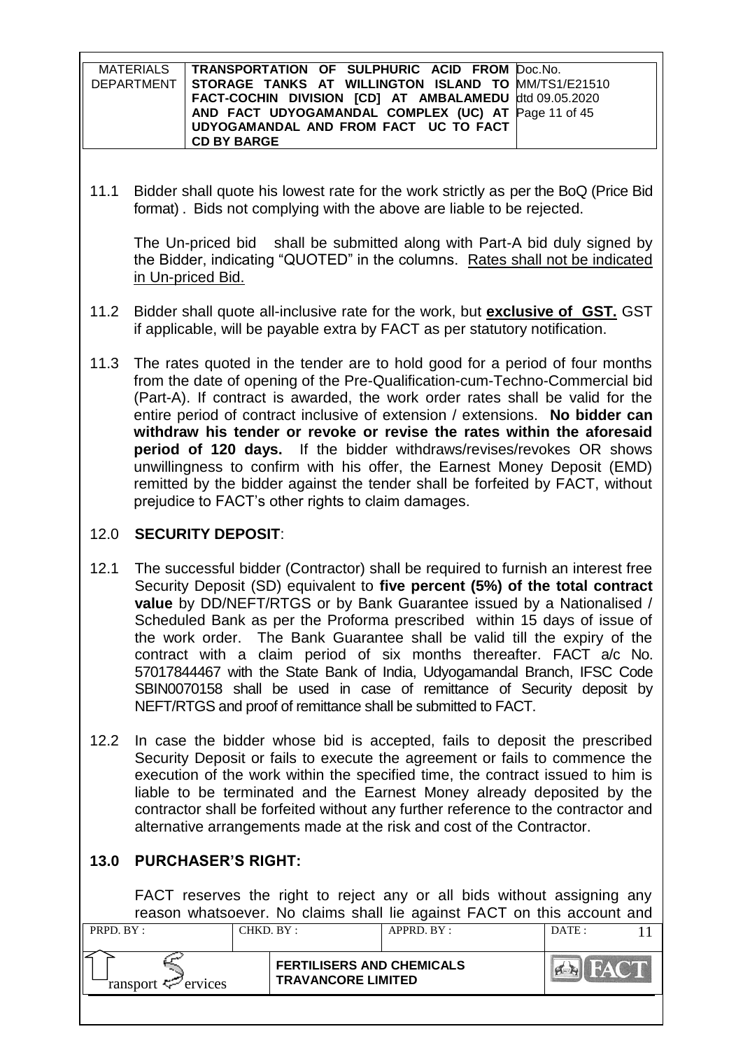11.1 Bidder shall quote his lowest rate for the work strictly as per the BoQ (Price Bid format) . Bids not complying with the above are liable to be rejected.

The Un-priced bid shall be submitted along with Part-A bid duly signed by the Bidder, indicating "QUOTED" in the columns. Rates shall not be indicated in Un-priced Bid.

11.2 Bidder shall quote all-inclusive rate for the work, but **exclusive of GST.** GST if applicable, will be payable extra by FACT as per statutory notification.

11.3 The rates quoted in the tender are to hold good for a period of four months from the date of opening of the Pre-Qualification-cum-Techno-Commercial bid (Part-A). If contract is awarded, the work order rates shall be valid for the entire period of contract inclusive of extension / extensions. **No bidder can withdraw his tender or revoke or revise the rates within the aforesaid period of 120 days.** If the bidder withdraws/revises/revokes OR shows unwillingness to confirm with his offer, the Earnest Money Deposit (EMD) remitted by the bidder against the tender shall be forfeited by FACT, without prejudice to FACT's other rights to claim damages.

## 12.0 SECURITY DEPOSIT:

12.1 The successful bidder (Contractor) shall be required to furnish an interest free Security Deposit (SD) equivalent to **five percent (5%) of the total contract value** by DD/NEFT/RTGS or by Bank Guarantee issued by a Nationalised / Scheduled Bank as per the Proforma prescribed within 15 days of issue of the work order. The Bank Guarantee shall be valid till the expiry of the contract with a claim period of six months thereafter. FACT a/c No. 57017844467 with the State Bank of India, Udyogamandal Branch, IFSC Code SBIN0070158 shall be used in case of remittance of Security deposit by NEFT/RTGS and proof of remittance shall be submitted to FACT.

12.2 In case the bidder whose bid is accepted, fails to deposit the prescribed Security Deposit or fails to execute the agreement or fails to commence the execution of the work within the specified time, the contract issued to him is liable to be terminated and the Earnest Money already deposited by the contractor shall be forfeited without any further reference to the contractor and alternative arrangements made at the risk and cost of the Contractor.

## 13.0 PURCHASER'S RIGHT:

FACT reserves the right to reject any or all bids without assigning any reason whatsoever. No claims shall lie against FACT on this account and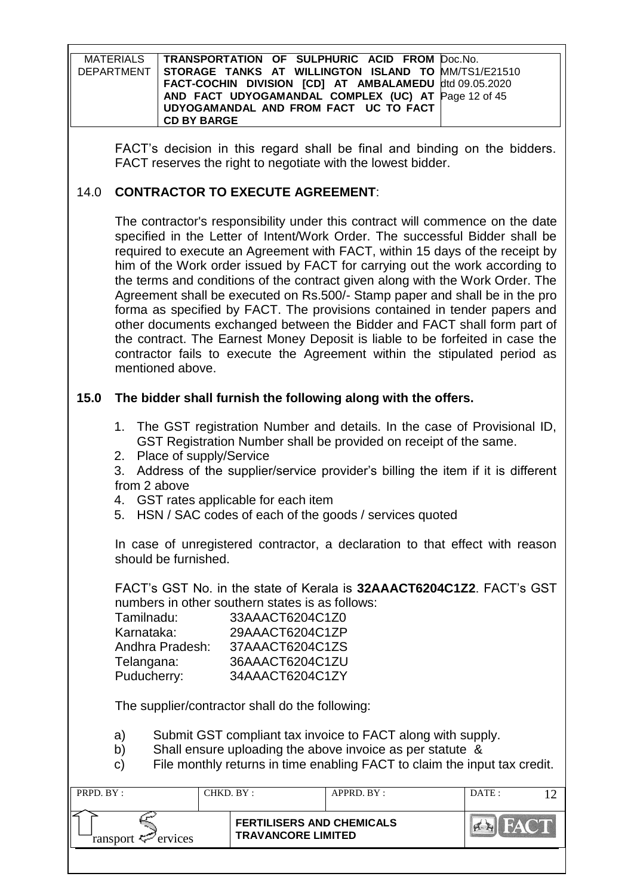FACT's decision in this regard shall be final and binding on the bidders. FACT reserves the right to negotiate with the lowest bidder.

## 14.0 CONTRACTOR TO EXECUTE AGREEMENT:

The contractor's responsibility under this contract will commence on the date specified in the Letter of Intent/Work Order. The successful Bidder shall be required to execute an Agreement with FACT, within 15 days of the receipt by him of the Work order issued by FACT for carrying out the work according to the terms and conditions of the contract given along with the Work Order. The Agreement shall be executed on Rs.500/- Stamp paper and shall be in the pro forma as specified by FACT. The provisions contained in tender papers and other documents exchanged between the Bidder and FACT shall form part of the contract. The Earnest Money Deposit is liable to be forfeited in case the contractor fails to execute the Agreement within the stipulated period as mentioned above.

## 15.0 The bidder shall furnish the following along with the offers.

1. The GST registration Number and details. In the case of Provisional ID, GST Registration Number shall be provided on receipt of the same.
2. Place of supply/Service
3. Address of the supplier/service provider's billing the item if it is different from 2 above
4. GST rates applicable for each item
5. HSN / SAC codes of each of the goods / services quoted

In case of unregistered contractor, a declaration to that effect with reason should be furnished.

FACT's GST No. in the state of Kerala is **32AAACT6204C1Z2**. FACT's GST numbers in other southern states is as follows:

| | |
|---|---|
| Tamilnadu: | 33AAACT6204C1Z0 |
| Karnataka: | 29AAACT6204C1ZP |
| Andhra Pradesh: | 37AAACT6204C1ZS |
| Telangana: | 36AAACT6204C1ZU |
| Puducherry: | 34AAACT6204C1ZY |

The supplier/contractor shall do the following:

a) Submit GST compliant tax invoice to FACT along with supply.
b) Shall ensure uploading the above invoice as per statute &
c) File monthly returns in time enabling FACT to claim the input tax credit.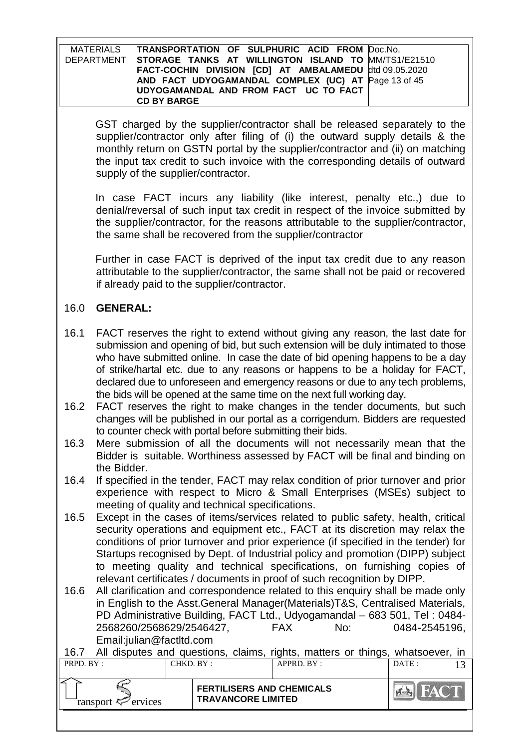GST charged by the supplier/contractor shall be released separately to the supplier/contractor only after filing of (i) the outward supply details & the monthly return on GSTN portal by the supplier/contractor and (ii) on matching the input tax credit to such invoice with the corresponding details of outward supply of the supplier/contractor.

In case FACT incurs any liability (like interest, penalty etc.,) due to denial/reversal of such input tax credit in respect of the invoice submitted by the supplier/contractor, for the reasons attributable to the supplier/contractor, the same shall be recovered from the supplier/contractor

Further in case FACT is deprived of the input tax credit due to any reason attributable to the supplier/contractor, the same shall not be paid or recovered if already paid to the supplier/contractor.

## 16.0 GENERAL:

16.1 FACT reserves the right to extend without giving any reason, the last date for submission and opening of bid, but such extension will be duly intimated to those who have submitted online. In case the date of bid opening happens to be a day of strike/hartal etc. due to any reasons or happens to be a holiday for FACT, declared due to unforeseen and emergency reasons or due to any tech problems, the bids will be opened at the same time on the next full working day.

16.2 FACT reserves the right to make changes in the tender documents, but such changes will be published in our portal as a corrigendum. Bidders are requested to counter check with portal before submitting their bids.

16.3 Mere submission of all the documents will not necessarily mean that the Bidder is suitable. Worthiness assessed by FACT will be final and binding on the Bidder.

16.4 If specified in the tender, FACT may relax condition of prior turnover and prior experience with respect to Micro & Small Enterprises (MSEs) subject to meeting of quality and technical specifications.

16.5 Except in the cases of items/services related to public safety, health, critical security operations and equipment etc., FACT at its discretion may relax the conditions of prior turnover and prior experience (if specified in the tender) for Startups recognised by Dept. of Industrial policy and promotion (DIPP) subject to meeting quality and technical specifications, on furnishing copies of relevant certificates / documents in proof of such recognition by DIPP.

16.6 All clarification and correspondence related to this enquiry shall be made only in English to the Asst.General Manager(Materials)T&S, Centralised Materials, PD Administrative Building, FACT Ltd., Udyogamandal – 683 501, Tel : 0484-2568260/2568629/2546427, FAX No: 0484-2545196, Email:julian@factltd.com

16.7 All disputes and questions, claims, rights, matters or things, whatsoever, in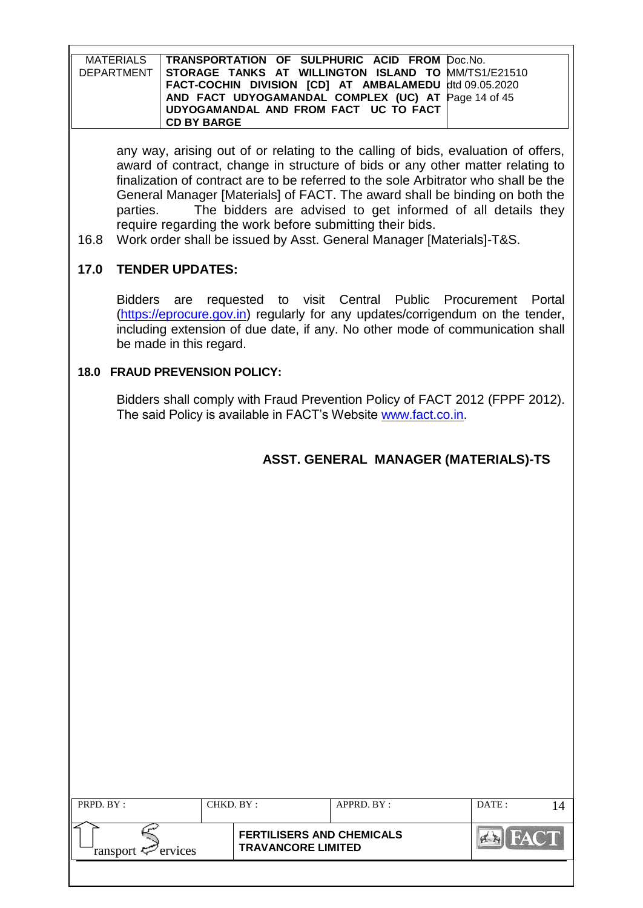any way, arising out of or relating to the calling of bids, evaluation of offers, award of contract, change in structure of bids or any other matter relating to finalization of contract are to be referred to the sole Arbitrator who shall be the General Manager [Materials] of FACT. The award shall be binding on both the parties. The bidders are advised to get informed of all details they require regarding the work before submitting their bids.

16.8 Work order shall be issued by Asst. General Manager [Materials]-T&S.

## 17.0 TENDER UPDATES:

Bidders are requested to visit Central Public Procurement Portal (https://eprocure.gov.in) regularly for any updates/corrigendum on the tender, including extension of due date, if any. No other mode of communication shall be made in this regard.

## 18.0 FRAUD PREVENSION POLICY:

Bidders shall comply with Fraud Prevention Policy of FACT 2012 (FPPF 2012). The said Policy is available in FACT's Website www.fact.co.in.

**ASST. GENERAL MANAGER (MATERIALS)-TS**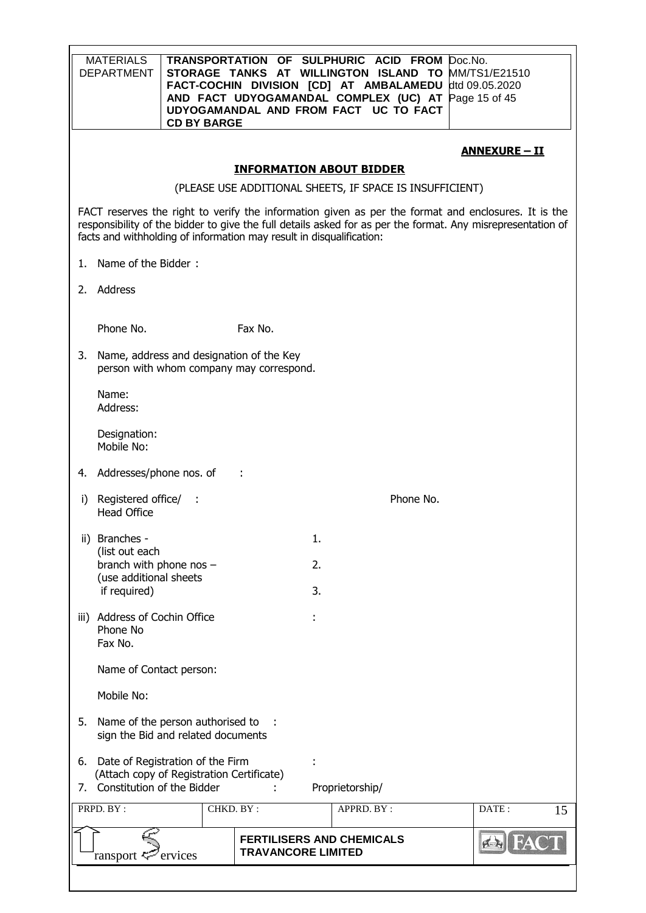## ANNEXURE – II

### INFORMATION ABOUT BIDDER

(PLEASE USE ADDITIONAL SHEETS, IF SPACE IS INSUFFICIENT)

FACT reserves the right to verify the information given as per the format and enclosures. It is the responsibility of the bidder to give the full details asked for as per the format. Any misrepresentation of facts and withholding of information may result in disqualification:

1. Name of the Bidder :

2. Address

   Phone No. Fax No.

3. Name, address and designation of the Key person with whom company may correspond.

   Name:
   Address:

   Designation:
   Mobile No:

4. Addresses/phone nos. of :

   i) Registered office/ Head Office : Phone No.

   ii) Branches - (list out each branch with phone nos – (use additional sheets if required)
      1.
      2.
      3.

   iii) Address of Cochin Office :
      Phone No
      Fax No.

      Name of Contact person:

      Mobile No:

5. Name of the person authorised to sign the Bid and related documents :

6. Date of Registration of the Firm (Attach copy of Registration Certificate) :

7. Constitution of the Bidder : Proprietorship/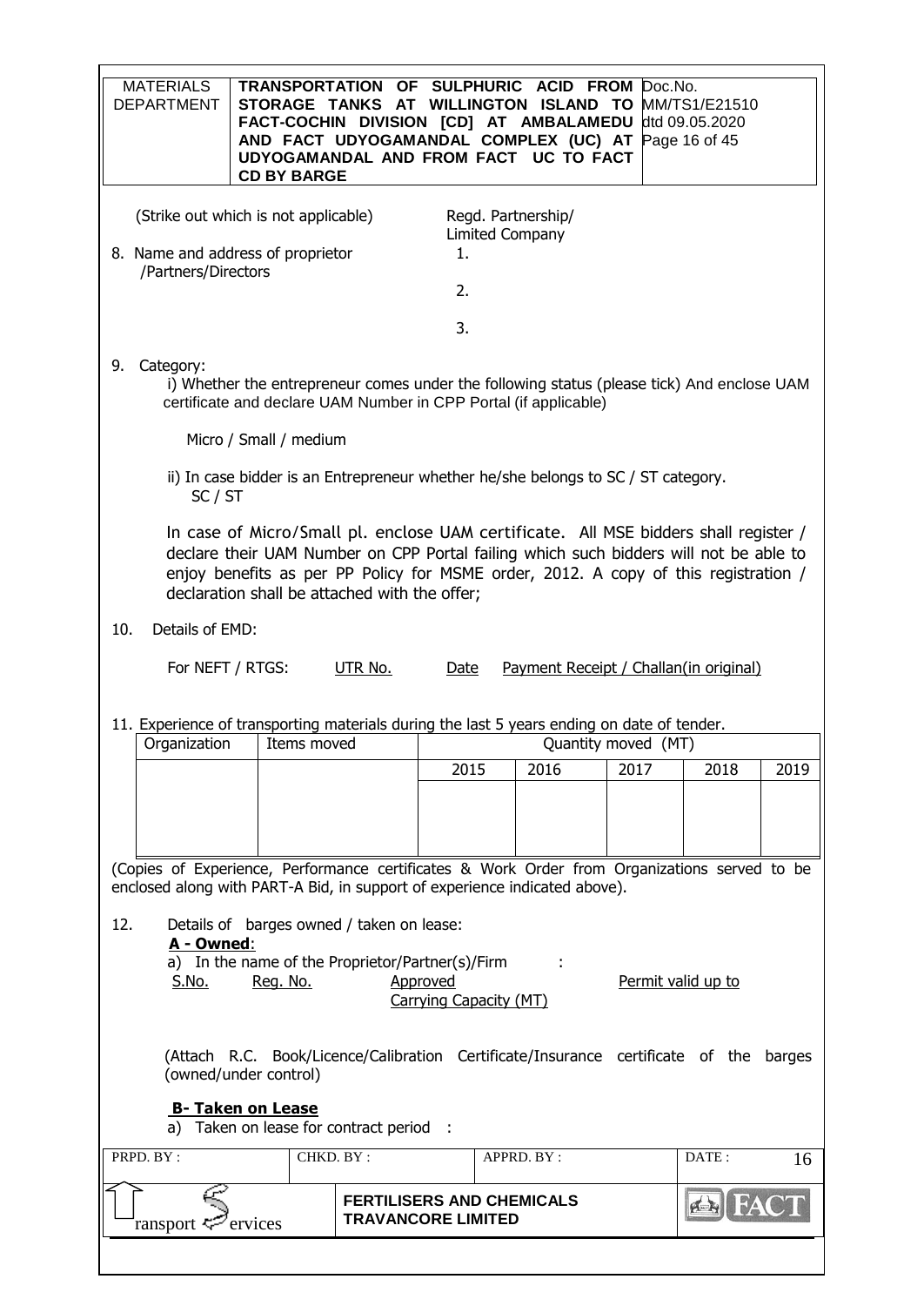(Strike out which is not applicable) Regd. Partnership/ Limited Company

8. Name and address of proprietor /Partners/Directors
   1.
   2.
   3.

9. Category:

   i) Whether the entrepreneur comes under the following status (please tick) And enclose UAM certificate and declare UAM Number in CPP Portal (if applicable)

   Micro / Small / medium

   ii) In case bidder is an Entrepreneur whether he/she belongs to SC / ST category.
   SC / ST

   In case of Micro/Small pl. enclose UAM certificate. All MSE bidders shall register / declare their UAM Number on CPP Portal failing which such bidders will not be able to enjoy benefits as per PP Policy for MSME order, 2012. A copy of this registration / declaration shall be attached with the offer;

10. Details of EMD:

    For NEFT / RTGS: UTR No. Date Payment Receipt / Challan(in original)

11. Experience of transporting materials during the last 5 years ending on date of tender.

| Organization | Items moved | Quantity moved (MT) | | | | |
|---|---|---|---|---|---|---|
| | | 2015 | 2016 | 2017 | 2018 | 2019 |
| | | | | | | |

(Copies of Experience, Performance certificates & Work Order from Organizations served to be enclosed along with PART-A Bid, in support of experience indicated above).

12. Details of barges owned / taken on lease:

    **A - Owned**:

    a) In the name of the Proprietor/Partner(s)/Firm :

    S.No. Reg. No. Approved Carrying Capacity (MT) Permit valid up to

    (Attach R.C. Book/Licence/Calibration Certificate/Insurance certificate of the barges (owned/under control)

    **B- Taken on Lease**

    a) Taken on lease for contract period :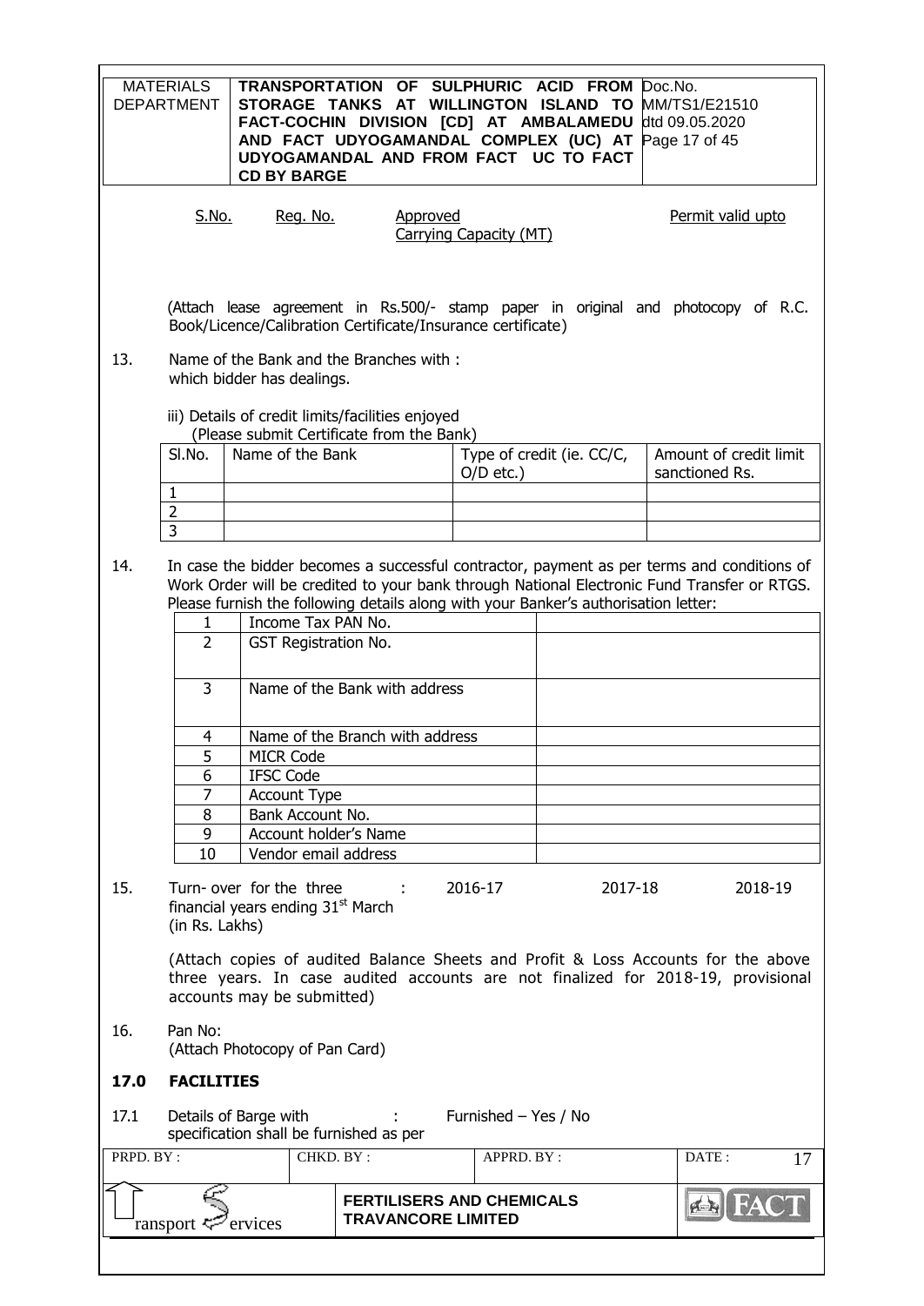| S.No. | Reg. No. | Approved Carrying Capacity (MT) | Permit valid upto |
|---|---|---|---|

(Attach lease agreement in Rs.500/- stamp paper in original and photocopy of R.C. Book/Licence/Calibration Certificate/Insurance certificate)

13. Name of the Bank and the Branches with : which bidder has dealings.

iii) Details of credit limits/facilities enjoyed (Please submit Certificate from the Bank)

| Sl.No. | Name of the Bank | Type of credit (ie. CC/C, O/D etc.) | Amount of credit limit sanctioned Rs. |
|---|---|---|---|
| 1 | | | |
| 2 | | | |
| 3 | | | |

14. In case the bidder becomes a successful contractor, payment as per terms and conditions of Work Order will be credited to your bank through National Electronic Fund Transfer or RTGS. Please furnish the following details along with your Banker's authorisation letter:

| | | |
|---|---|---|
| 1 | Income Tax PAN No. | |
| 2 | GST Registration No. | |
| 3 | Name of the Bank with address | |
| 4 | Name of the Branch with address | |
| 5 | MICR Code | |
| 6 | IFSC Code | |
| 7 | Account Type | |
| 8 | Bank Account No. | |
| 9 | Account holder's Name | |
| 10 | Vendor email address | |

15. Turn- over for the three financial years ending 31[st] March (in Rs. Lakhs) : 2016-17 2017-18 2018-19

(Attach copies of audited Balance Sheets and Profit & Loss Accounts for the above three years. In case audited accounts are not finalized for 2018-19, provisional accounts may be submitted)

16. Pan No: (Attach Photocopy of Pan Card)

## 17.0 FACILITIES

17.1 Details of Barge with specification shall be furnished as per : Furnished – Yes / No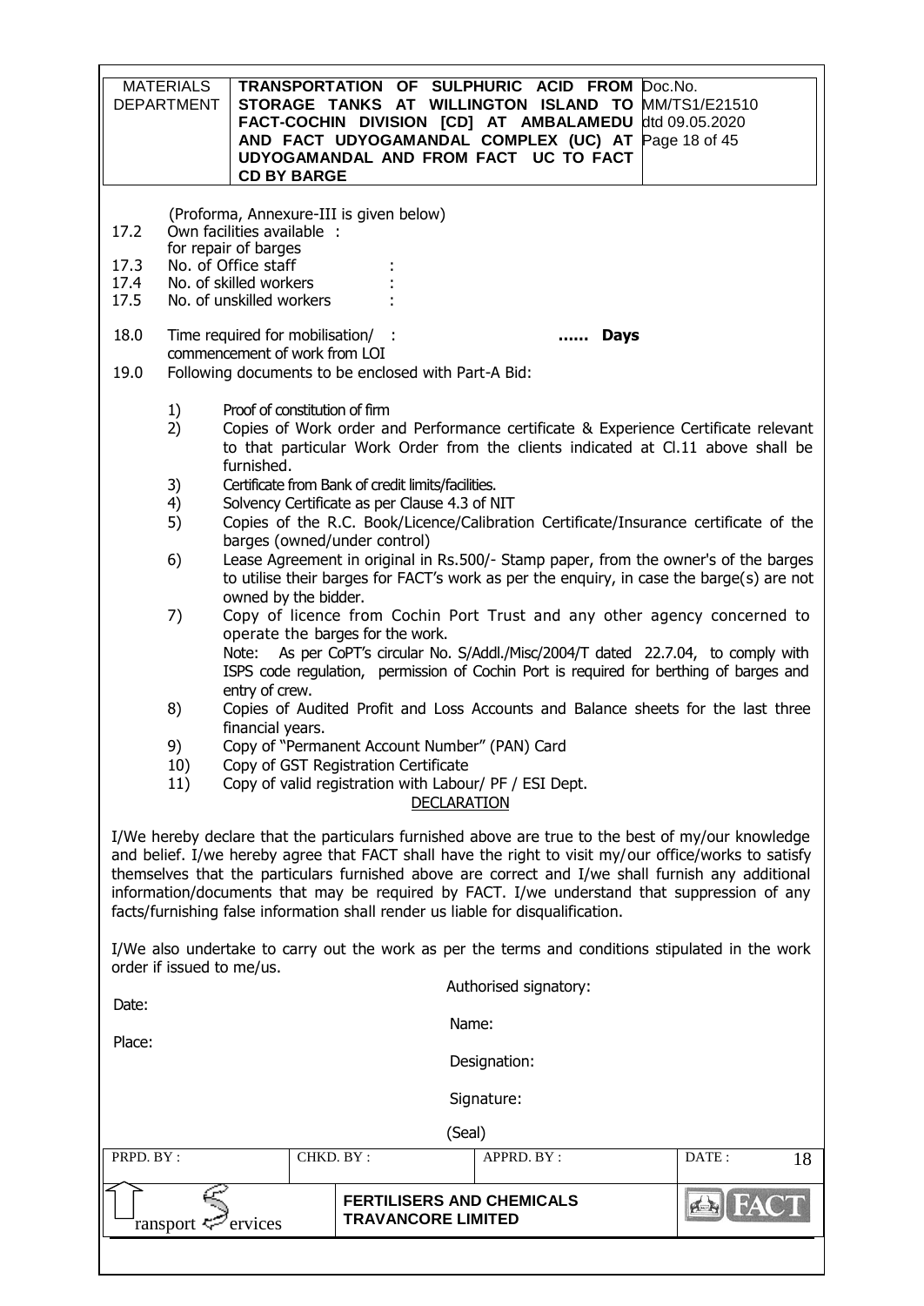(Proforma, Annexure-III is given below)

17.2 Own facilities available : for repair of barges

17.3 No. of Office staff :

17.4 No. of skilled workers :

17.5 No. of unskilled workers :

18.0 Time required for mobilisation/ commencement of work from LOI : …… **Days**

19.0 Following documents to be enclosed with Part-A Bid:

1) Proof of constitution of firm
2) Copies of Work order and Performance certificate & Experience Certificate relevant to that particular Work Order from the clients indicated at Cl.11 above shall be furnished.
3) Certificate from Bank of credit limits/facilities.
4) Solvency Certificate as per Clause 4.3 of NIT
5) Copies of the R.C. Book/Licence/Calibration Certificate/Insurance certificate of the barges (owned/under control)
6) Lease Agreement in original in Rs.500/- Stamp paper, from the owner's of the barges to utilise their barges for FACT's work as per the enquiry, in case the barge(s) are not owned by the bidder.
7) Copy of licence from Cochin Port Trust and any other agency concerned to operate the barges for the work.
   Note: As per CoPT's circular No. S/Addl./Misc/2004/T dated 22.7.04, to comply with ISPS code regulation, permission of Cochin Port is required for berthing of barges and entry of crew.
8) Copies of Audited Profit and Loss Accounts and Balance sheets for the last three financial years.
9) Copy of "Permanent Account Number" (PAN) Card
10) Copy of GST Registration Certificate
11) Copy of valid registration with Labour/ PF / ESI Dept.

<u>DECLARATION</u>

I/We hereby declare that the particulars furnished above are true to the best of my/our knowledge and belief. I/we hereby agree that FACT shall have the right to visit my/our office/works to satisfy themselves that the particulars furnished above are correct and I/we shall furnish any additional information/documents that may be required by FACT. I/we understand that suppression of any facts/furnishing false information shall render us liable for disqualification.

I/We also undertake to carry out the work as per the terms and conditions stipulated in the work order if issued to me/us.

Authorised signatory:

Date:

Name:

Place:

Designation:

Signature:

(Seal)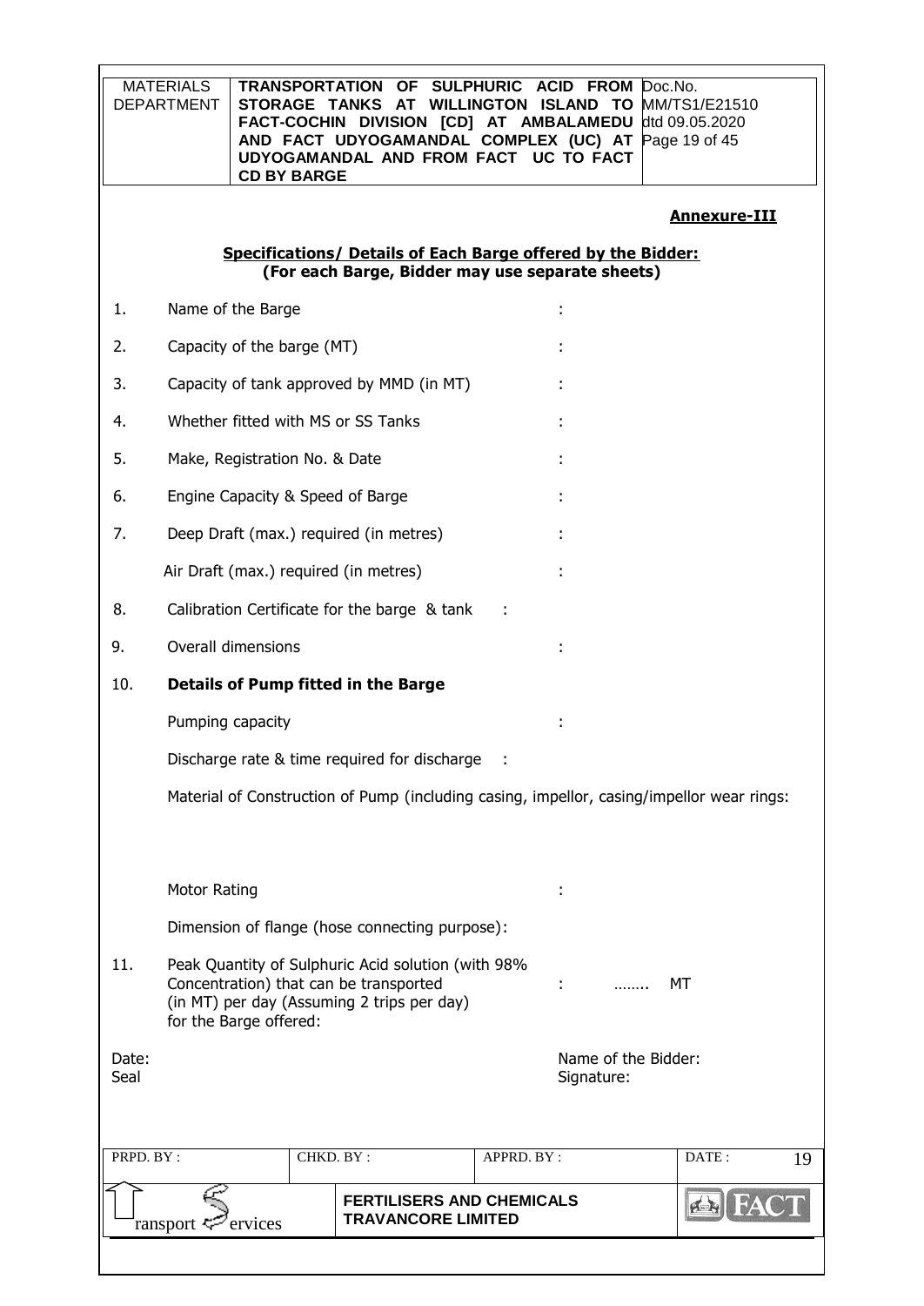**Annexure-III**

**Specifications/ Details of Each Barge offered by the Bidder:**
**(For each Barge, Bidder may use separate sheets)**

1. Name of the Barge :
2. Capacity of the barge (MT) :
3. Capacity of tank approved by MMD (in MT) :
4. Whether fitted with MS or SS Tanks :
5. Make, Registration No. & Date :
6. Engine Capacity & Speed of Barge :
7. Deep Draft (max.) required (in metres) :

   Air Draft (max.) required (in metres) :
8. Calibration Certificate for the barge & tank :
9. Overall dimensions :
10. **Details of Pump fitted in the Barge**

    Pumping capacity :

    Discharge rate & time required for discharge :

    Material of Construction of Pump (including casing, impellor, casing/impellor wear rings:

    Motor Rating :

    Dimension of flange (hose connecting purpose):
11. Peak Quantity of Sulphuric Acid solution (with 98% Concentration) that can be transported (in MT) per day (Assuming 2 trips per day) for the Barge offered: : …….. MT

Date:
Seal

Name of the Bidder:
Signature: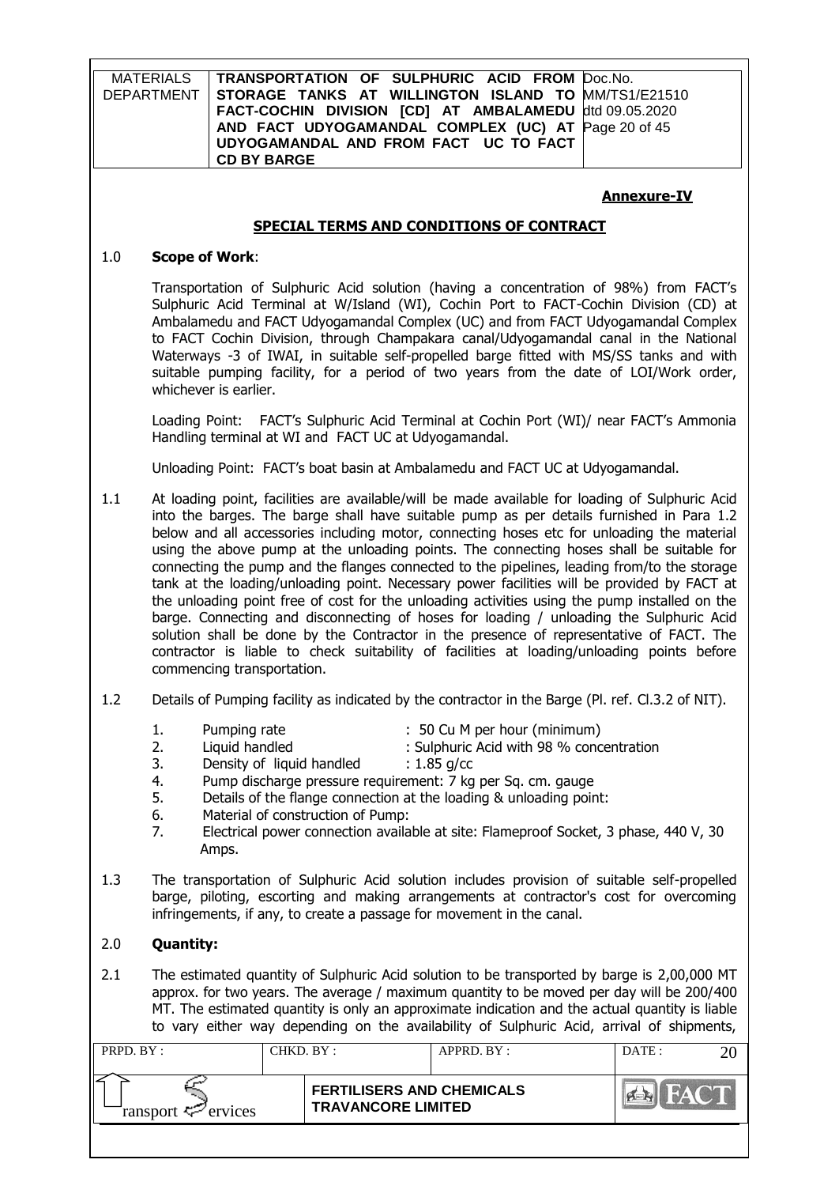**Annexure-IV**

## SPECIAL TERMS AND CONDITIONS OF CONTRACT

### 1.0 Scope of Work:

Transportation of Sulphuric Acid solution (having a concentration of 98%) from FACT's Sulphuric Acid Terminal at W/Island (WI), Cochin Port to FACT-Cochin Division (CD) at Ambalamedu and FACT Udyogamandal Complex (UC) and from FACT Udyogamandal Complex to FACT Cochin Division, through Champakara canal/Udyogamandal canal in the National Waterways -3 of IWAI, in suitable self-propelled barge fitted with MS/SS tanks and with suitable pumping facility, for a period of two years from the date of LOI/Work order, whichever is earlier.

Loading Point: FACT's Sulphuric Acid Terminal at Cochin Port (WI)/ near FACT's Ammonia Handling terminal at WI and FACT UC at Udyogamandal.

Unloading Point: FACT's boat basin at Ambalamedu and FACT UC at Udyogamandal.

1.1 At loading point, facilities are available/will be made available for loading of Sulphuric Acid into the barges. The barge shall have suitable pump as per details furnished in Para 1.2 below and all accessories including motor, connecting hoses etc for unloading the material using the above pump at the unloading points. The connecting hoses shall be suitable for connecting the pump and the flanges connected to the pipelines, leading from/to the storage tank at the loading/unloading point. Necessary power facilities will be provided by FACT at the unloading point free of cost for the unloading activities using the pump installed on the barge. Connecting and disconnecting of hoses for loading / unloading the Sulphuric Acid solution shall be done by the Contractor in the presence of representative of FACT. The contractor is liable to check suitability of facilities at loading/unloading points before commencing transportation.

1.2 Details of Pumping facility as indicated by the contractor in the Barge (Pl. ref. Cl.3.2 of NIT).

1. Pumping rate : 50 Cu M per hour (minimum)
2. Liquid handled : Sulphuric Acid with 98 % concentration
3. Density of liquid handled : 1.85 g/cc
4. Pump discharge pressure requirement: 7 kg per Sq. cm. gauge
5. Details of the flange connection at the loading & unloading point:
6. Material of construction of Pump:
7. Electrical power connection available at site: Flameproof Socket, 3 phase, 440 V, 30 Amps.

1.3 The transportation of Sulphuric Acid solution includes provision of suitable self-propelled barge, piloting, escorting and making arrangements at contractor's cost for overcoming infringements, if any, to create a passage for movement in the canal.

### 2.0 Quantity:

2.1 The estimated quantity of Sulphuric Acid solution to be transported by barge is 2,00,000 MT approx. for two years. The average / maximum quantity to be moved per day will be 200/400 MT. The estimated quantity is only an approximate indication and the actual quantity is liable to vary either way depending on the availability of Sulphuric Acid, arrival of shipments,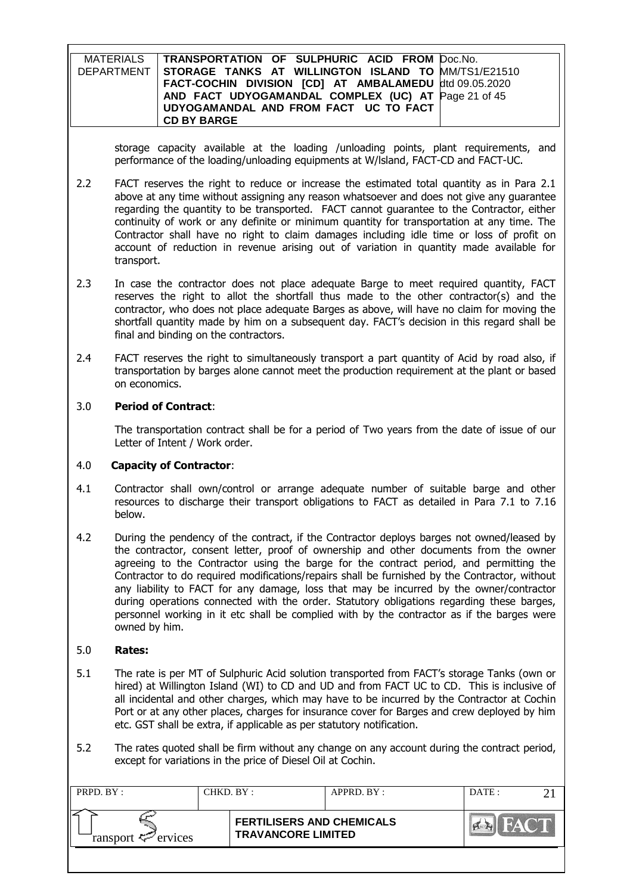storage capacity available at the loading /unloading points, plant requirements, and performance of the loading/unloading equipments at W/Island, FACT-CD and FACT-UC.

2.2 FACT reserves the right to reduce or increase the estimated total quantity as in Para 2.1 above at any time without assigning any reason whatsoever and does not give any guarantee regarding the quantity to be transported. FACT cannot guarantee to the Contractor, either continuity of work or any definite or minimum quantity for transportation at any time. The Contractor shall have no right to claim damages including idle time or loss of profit on account of reduction in revenue arising out of variation in quantity made available for transport.

2.3 In case the contractor does not place adequate Barge to meet required quantity, FACT reserves the right to allot the shortfall thus made to the other contractor(s) and the contractor, who does not place adequate Barges as above, will have no claim for moving the shortfall quantity made by him on a subsequent day. FACT's decision in this regard shall be final and binding on the contractors.

2.4 FACT reserves the right to simultaneously transport a part quantity of Acid by road also, if transportation by barges alone cannot meet the production requirement at the plant or based on economics.

## 3.0 Period of Contract:

The transportation contract shall be for a period of Two years from the date of issue of our Letter of Intent / Work order.

## 4.0 Capacity of Contractor:

4.1 Contractor shall own/control or arrange adequate number of suitable barge and other resources to discharge their transport obligations to FACT as detailed in Para 7.1 to 7.16 below.

4.2 During the pendency of the contract, if the Contractor deploys barges not owned/leased by the contractor, consent letter, proof of ownership and other documents from the owner agreeing to the Contractor using the barge for the contract period, and permitting the Contractor to do required modifications/repairs shall be furnished by the Contractor, without any liability to FACT for any damage, loss that may be incurred by the owner/contractor during operations connected with the order. Statutory obligations regarding these barges, personnel working in it etc shall be complied with by the contractor as if the barges were owned by him.

## 5.0 Rates:

5.1 The rate is per MT of Sulphuric Acid solution transported from FACT's storage Tanks (own or hired) at Willington Island (WI) to CD and UD and from FACT UC to CD. This is inclusive of all incidental and other charges, which may have to be incurred by the Contractor at Cochin Port or at any other places, charges for insurance cover for Barges and crew deployed by him etc. GST shall be extra, if applicable as per statutory notification.

5.2 The rates quoted shall be firm without any change on any account during the contract period, except for variations in the price of Diesel Oil at Cochin.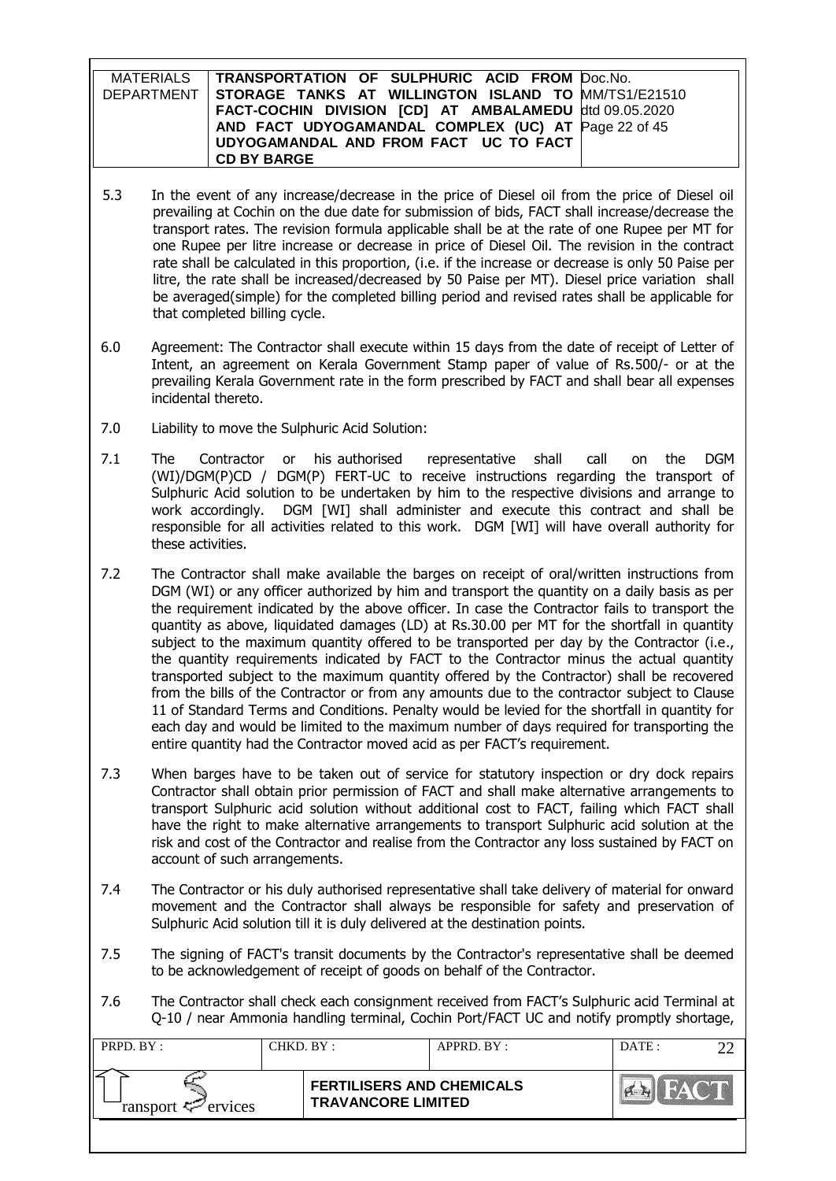5.3 In the event of any increase/decrease in the price of Diesel oil from the price of Diesel oil prevailing at Cochin on the due date for submission of bids, FACT shall increase/decrease the transport rates. The revision formula applicable shall be at the rate of one Rupee per MT for one Rupee per litre increase or decrease in price of Diesel Oil. The revision in the contract rate shall be calculated in this proportion, (i.e. if the increase or decrease is only 50 Paise per litre, the rate shall be increased/decreased by 50 Paise per MT). Diesel price variation shall be averaged(simple) for the completed billing period and revised rates shall be applicable for that completed billing cycle.

6.0 Agreement: The Contractor shall execute within 15 days from the date of receipt of Letter of Intent, an agreement on Kerala Government Stamp paper of value of Rs.500/- or at the prevailing Kerala Government rate in the form prescribed by FACT and shall bear all expenses incidental thereto.

7.0 Liability to move the Sulphuric Acid Solution:

7.1 The Contractor or his authorised representative shall call on the DGM (WI)/DGM(P)CD / DGM(P) FERT-UC to receive instructions regarding the transport of Sulphuric Acid solution to be undertaken by him to the respective divisions and arrange to work accordingly. DGM [WI] shall administer and execute this contract and shall be responsible for all activities related to this work. DGM [WI] will have overall authority for these activities.

7.2 The Contractor shall make available the barges on receipt of oral/written instructions from DGM (WI) or any officer authorized by him and transport the quantity on a daily basis as per the requirement indicated by the above officer. In case the Contractor fails to transport the quantity as above, liquidated damages (LD) at Rs.30.00 per MT for the shortfall in quantity subject to the maximum quantity offered to be transported per day by the Contractor (i.e., the quantity requirements indicated by FACT to the Contractor minus the actual quantity transported subject to the maximum quantity offered by the Contractor) shall be recovered from the bills of the Contractor or from any amounts due to the contractor subject to Clause 11 of Standard Terms and Conditions. Penalty would be levied for the shortfall in quantity for each day and would be limited to the maximum number of days required for transporting the entire quantity had the Contractor moved acid as per FACT's requirement.

7.3 When barges have to be taken out of service for statutory inspection or dry dock repairs Contractor shall obtain prior permission of FACT and shall make alternative arrangements to transport Sulphuric acid solution without additional cost to FACT, failing which FACT shall have the right to make alternative arrangements to transport Sulphuric acid solution at the risk and cost of the Contractor and realise from the Contractor any loss sustained by FACT on account of such arrangements.

7.4 The Contractor or his duly authorised representative shall take delivery of material for onward movement and the Contractor shall always be responsible for safety and preservation of Sulphuric Acid solution till it is duly delivered at the destination points.

7.5 The signing of FACT's transit documents by the Contractor's representative shall be deemed to be acknowledgement of receipt of goods on behalf of the Contractor.

7.6 The Contractor shall check each consignment received from FACT's Sulphuric acid Terminal at Q-10 / near Ammonia handling terminal, Cochin Port/FACT UC and notify promptly shortage,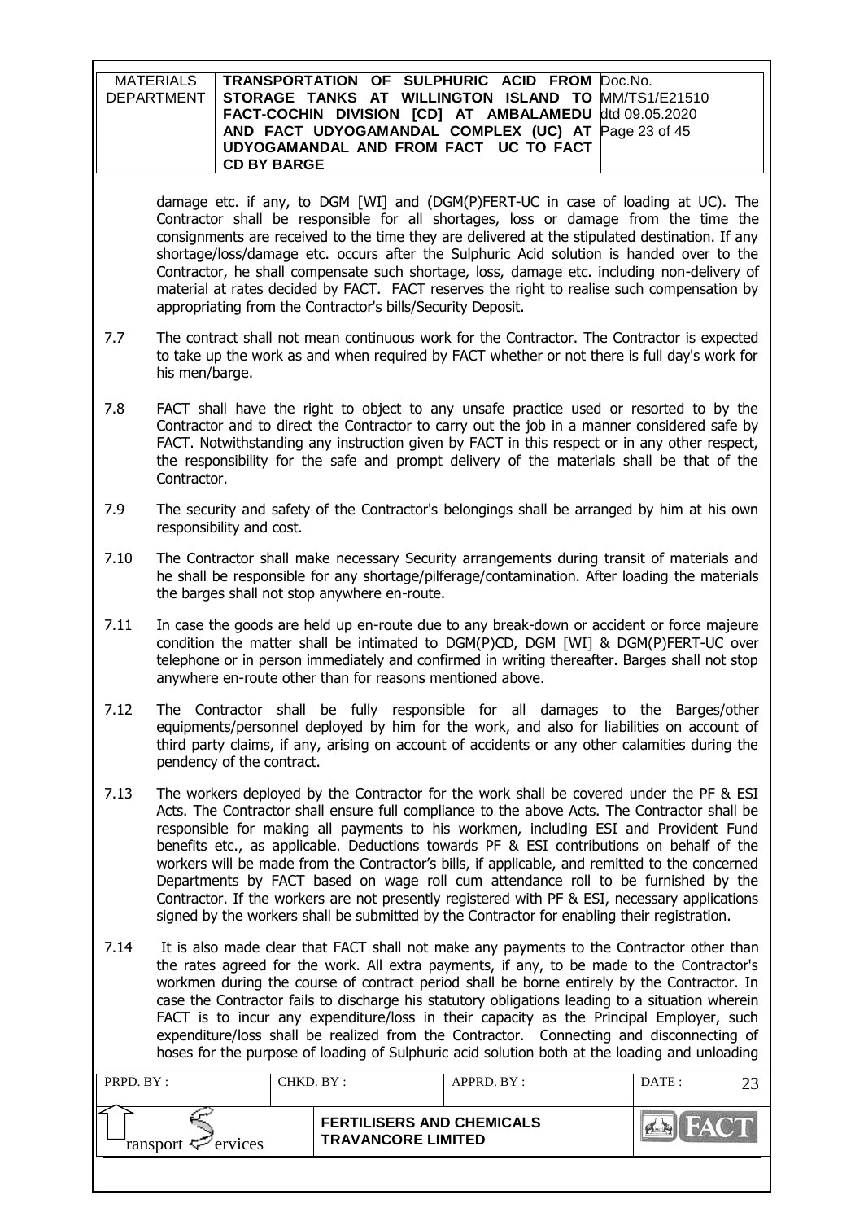damage etc. if any, to DGM [WI] and (DGM(P)FERT-UC in case of loading at UC). The Contractor shall be responsible for all shortages, loss or damage from the time the consignments are received to the time they are delivered at the stipulated destination. If any shortage/loss/damage etc. occurs after the Sulphuric Acid solution is handed over to the Contractor, he shall compensate such shortage, loss, damage etc. including non-delivery of material at rates decided by FACT. FACT reserves the right to realise such compensation by appropriating from the Contractor's bills/Security Deposit.

7.7 The contract shall not mean continuous work for the Contractor. The Contractor is expected to take up the work as and when required by FACT whether or not there is full day's work for his men/barge.

7.8 FACT shall have the right to object to any unsafe practice used or resorted to by the Contractor and to direct the Contractor to carry out the job in a manner considered safe by FACT. Notwithstanding any instruction given by FACT in this respect or in any other respect, the responsibility for the safe and prompt delivery of the materials shall be that of the Contractor.

7.9 The security and safety of the Contractor's belongings shall be arranged by him at his own responsibility and cost.

7.10 The Contractor shall make necessary Security arrangements during transit of materials and he shall be responsible for any shortage/pilferage/contamination. After loading the materials the barges shall not stop anywhere en-route.

7.11 In case the goods are held up en-route due to any break-down or accident or force majeure condition the matter shall be intimated to DGM(P)CD, DGM [WI] & DGM(P)FERT-UC over telephone or in person immediately and confirmed in writing thereafter. Barges shall not stop anywhere en-route other than for reasons mentioned above.

7.12 The Contractor shall be fully responsible for all damages to the Barges/other equipments/personnel deployed by him for the work, and also for liabilities on account of third party claims, if any, arising on account of accidents or any other calamities during the pendency of the contract.

7.13 The workers deployed by the Contractor for the work shall be covered under the PF & ESI Acts. The Contractor shall ensure full compliance to the above Acts. The Contractor shall be responsible for making all payments to his workmen, including ESI and Provident Fund benefits etc., as applicable. Deductions towards PF & ESI contributions on behalf of the workers will be made from the Contractor's bills, if applicable, and remitted to the concerned Departments by FACT based on wage roll cum attendance roll to be furnished by the Contractor. If the workers are not presently registered with PF & ESI, necessary applications signed by the workers shall be submitted by the Contractor for enabling their registration.

7.14 It is also made clear that FACT shall not make any payments to the Contractor other than the rates agreed for the work. All extra payments, if any, to be made to the Contractor's workmen during the course of contract period shall be borne entirely by the Contractor. In case the Contractor fails to discharge his statutory obligations leading to a situation wherein FACT is to incur any expenditure/loss in their capacity as the Principal Employer, such expenditure/loss shall be realized from the Contractor. Connecting and disconnecting of hoses for the purpose of loading of Sulphuric acid solution both at the loading and unloading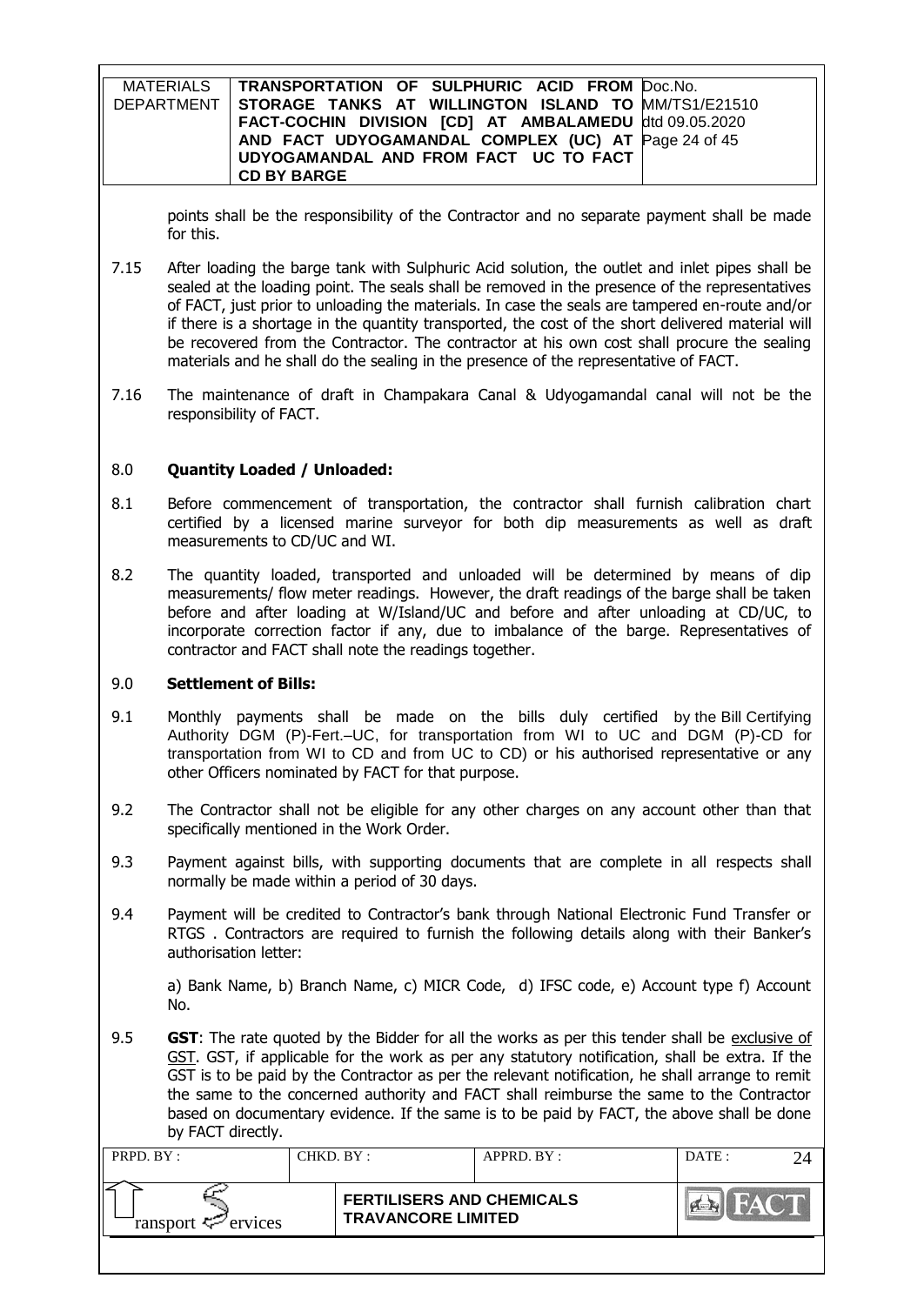points shall be the responsibility of the Contractor and no separate payment shall be made for this.

7.15 After loading the barge tank with Sulphuric Acid solution, the outlet and inlet pipes shall be sealed at the loading point. The seals shall be removed in the presence of the representatives of FACT, just prior to unloading the materials. In case the seals are tampered en-route and/or if there is a shortage in the quantity transported, the cost of the short delivered material will be recovered from the Contractor. The contractor at his own cost shall procure the sealing materials and he shall do the sealing in the presence of the representative of FACT.

7.16 The maintenance of draft in Champakara Canal & Udyogamandal canal will not be the responsibility of FACT.

## 8.0 Quantity Loaded / Unloaded:

8.1 Before commencement of transportation, the contractor shall furnish calibration chart certified by a licensed marine surveyor for both dip measurements as well as draft measurements to CD/UC and WI.

8.2 The quantity loaded, transported and unloaded will be determined by means of dip measurements/ flow meter readings. However, the draft readings of the barge shall be taken before and after loading at W/Island/UC and before and after unloading at CD/UC, to incorporate correction factor if any, due to imbalance of the barge. Representatives of contractor and FACT shall note the readings together.

## 9.0 Settlement of Bills:

9.1 Monthly payments shall be made on the bills duly certified by the Bill Certifying Authority DGM (P)-Fert.–UC, for transportation from WI to UC and DGM (P)-CD for transportation from WI to CD and from UC to CD) or his authorised representative or any other Officers nominated by FACT for that purpose.

9.2 The Contractor shall not be eligible for any other charges on any account other than that specifically mentioned in the Work Order.

9.3 Payment against bills, with supporting documents that are complete in all respects shall normally be made within a period of 30 days.

9.4 Payment will be credited to Contractor's bank through National Electronic Fund Transfer or RTGS . Contractors are required to furnish the following details along with their Banker's authorisation letter:

a) Bank Name, b) Branch Name, c) MICR Code, d) IFSC code, e) Account type f) Account No.

9.5 **GST**: The rate quoted by the Bidder for all the works as per this tender shall be exclusive of GST. GST, if applicable for the work as per any statutory notification, shall be extra. If the GST is to be paid by the Contractor as per the relevant notification, he shall arrange to remit the same to the concerned authority and FACT shall reimburse the same to the Contractor based on documentary evidence. If the same is to be paid by FACT, the above shall be done by FACT directly.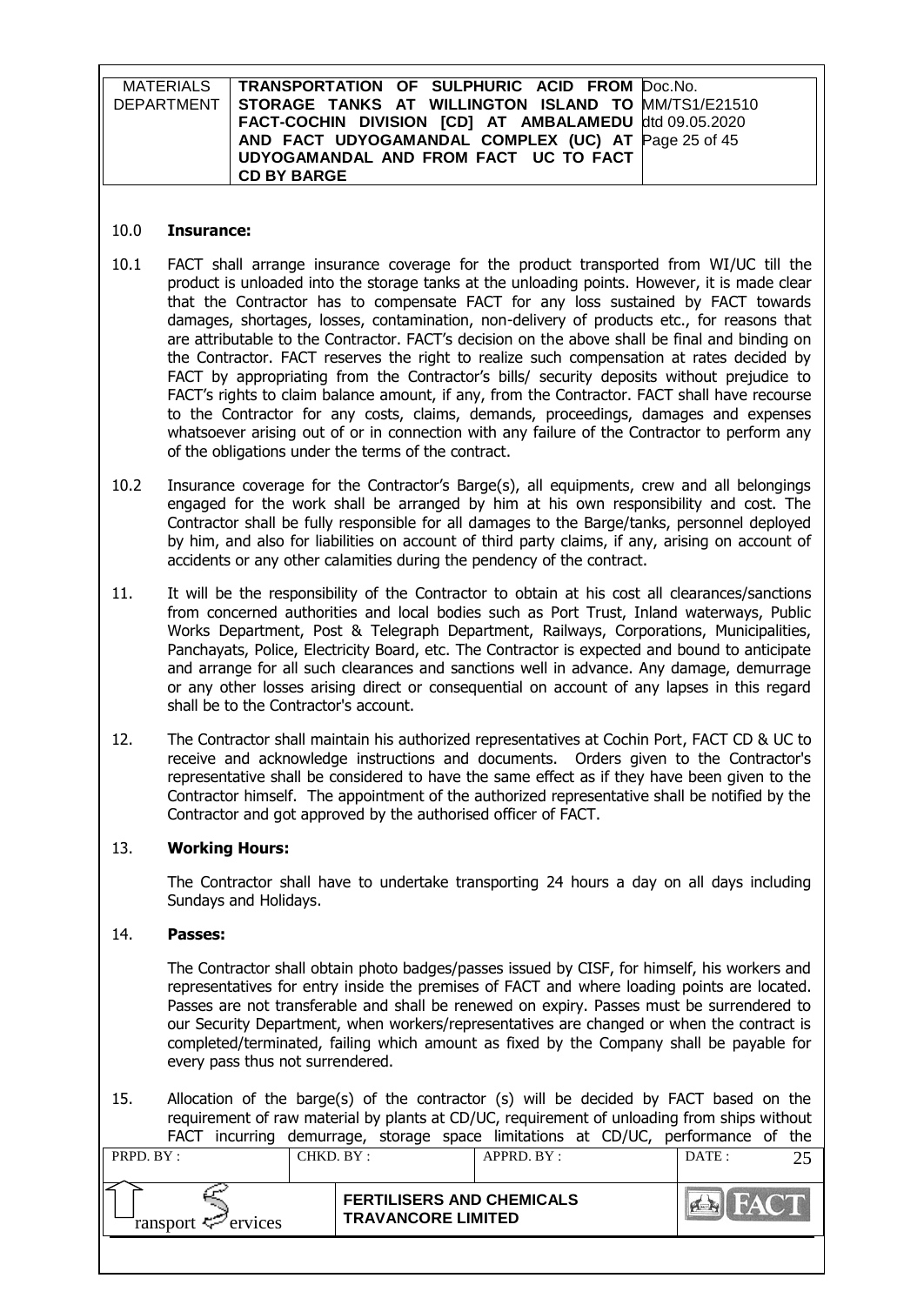## 10.0 **Insurance:**

10.1 FACT shall arrange insurance coverage for the product transported from WI/UC till the product is unloaded into the storage tanks at the unloading points. However, it is made clear that the Contractor has to compensate FACT for any loss sustained by FACT towards damages, shortages, losses, contamination, non-delivery of products etc., for reasons that are attributable to the Contractor. FACT's decision on the above shall be final and binding on the Contractor. FACT reserves the right to realize such compensation at rates decided by FACT by appropriating from the Contractor's bills/ security deposits without prejudice to FACT's rights to claim balance amount, if any, from the Contractor. FACT shall have recourse to the Contractor for any costs, claims, demands, proceedings, damages and expenses whatsoever arising out of or in connection with any failure of the Contractor to perform any of the obligations under the terms of the contract.

10.2 Insurance coverage for the Contractor's Barge(s), all equipments, crew and all belongings engaged for the work shall be arranged by him at his own responsibility and cost. The Contractor shall be fully responsible for all damages to the Barge/tanks, personnel deployed by him, and also for liabilities on account of third party claims, if any, arising on account of accidents or any other calamities during the pendency of the contract.

11. It will be the responsibility of the Contractor to obtain at his cost all clearances/sanctions from concerned authorities and local bodies such as Port Trust, Inland waterways, Public Works Department, Post & Telegraph Department, Railways, Corporations, Municipalities, Panchayats, Police, Electricity Board, etc. The Contractor is expected and bound to anticipate and arrange for all such clearances and sanctions well in advance. Any damage, demurrage or any other losses arising direct or consequential on account of any lapses in this regard shall be to the Contractor's account.

12. The Contractor shall maintain his authorized representatives at Cochin Port, FACT CD & UC to receive and acknowledge instructions and documents. Orders given to the Contractor's representative shall be considered to have the same effect as if they have been given to the Contractor himself. The appointment of the authorized representative shall be notified by the Contractor and got approved by the authorised officer of FACT.

## 13. **Working Hours:**

The Contractor shall have to undertake transporting 24 hours a day on all days including Sundays and Holidays.

## 14. **Passes:**

The Contractor shall obtain photo badges/passes issued by CISF, for himself, his workers and representatives for entry inside the premises of FACT and where loading points are located. Passes are not transferable and shall be renewed on expiry. Passes must be surrendered to our Security Department, when workers/representatives are changed or when the contract is completed/terminated, failing which amount as fixed by the Company shall be payable for every pass thus not surrendered.

15. Allocation of the barge(s) of the contractor (s) will be decided by FACT based on the requirement of raw material by plants at CD/UC, requirement of unloading from ships without FACT incurring demurrage, storage space limitations at CD/UC, performance of the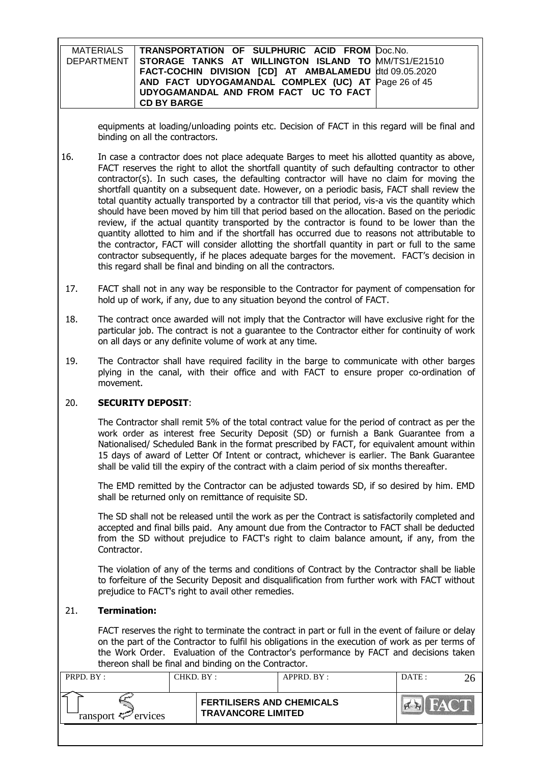equipments at loading/unloading points etc. Decision of FACT in this regard will be final and binding on all the contractors.

16. In case a contractor does not place adequate Barges to meet his allotted quantity as above, FACT reserves the right to allot the shortfall quantity of such defaulting contractor to other contractor(s). In such cases, the defaulting contractor will have no claim for moving the shortfall quantity on a subsequent date. However, on a periodic basis, FACT shall review the total quantity actually transported by a contractor till that period, vis-a vis the quantity which should have been moved by him till that period based on the allocation. Based on the periodic review, if the actual quantity transported by the contractor is found to be lower than the quantity allotted to him and if the shortfall has occurred due to reasons not attributable to the contractor, FACT will consider allotting the shortfall quantity in part or full to the same contractor subsequently, if he places adequate barges for the movement. FACT's decision in this regard shall be final and binding on all the contractors.

17. FACT shall not in any way be responsible to the Contractor for payment of compensation for hold up of work, if any, due to any situation beyond the control of FACT.

18. The contract once awarded will not imply that the Contractor will have exclusive right for the particular job. The contract is not a guarantee to the Contractor either for continuity of work on all days or any definite volume of work at any time.

19. The Contractor shall have required facility in the barge to communicate with other barges plying in the canal, with their office and with FACT to ensure proper co-ordination of movement.

20. **SECURITY DEPOSIT**:

    The Contractor shall remit 5% of the total contract value for the period of contract as per the work order as interest free Security Deposit (SD) or furnish a Bank Guarantee from a Nationalised/ Scheduled Bank in the format prescribed by FACT, for equivalent amount within 15 days of award of Letter Of Intent or contract, whichever is earlier. The Bank Guarantee shall be valid till the expiry of the contract with a claim period of six months thereafter.

    The EMD remitted by the Contractor can be adjusted towards SD, if so desired by him. EMD shall be returned only on remittance of requisite SD.

    The SD shall not be released until the work as per the Contract is satisfactorily completed and accepted and final bills paid. Any amount due from the Contractor to FACT shall be deducted from the SD without prejudice to FACT's right to claim balance amount, if any, from the Contractor.

    The violation of any of the terms and conditions of Contract by the Contractor shall be liable to forfeiture of the Security Deposit and disqualification from further work with FACT without prejudice to FACT's right to avail other remedies.

21. **Termination:**

    FACT reserves the right to terminate the contract in part or full in the event of failure or delay on the part of the Contractor to fulfil his obligations in the execution of work as per terms of the Work Order. Evaluation of the Contractor's performance by FACT and decisions taken thereon shall be final and binding on the Contractor.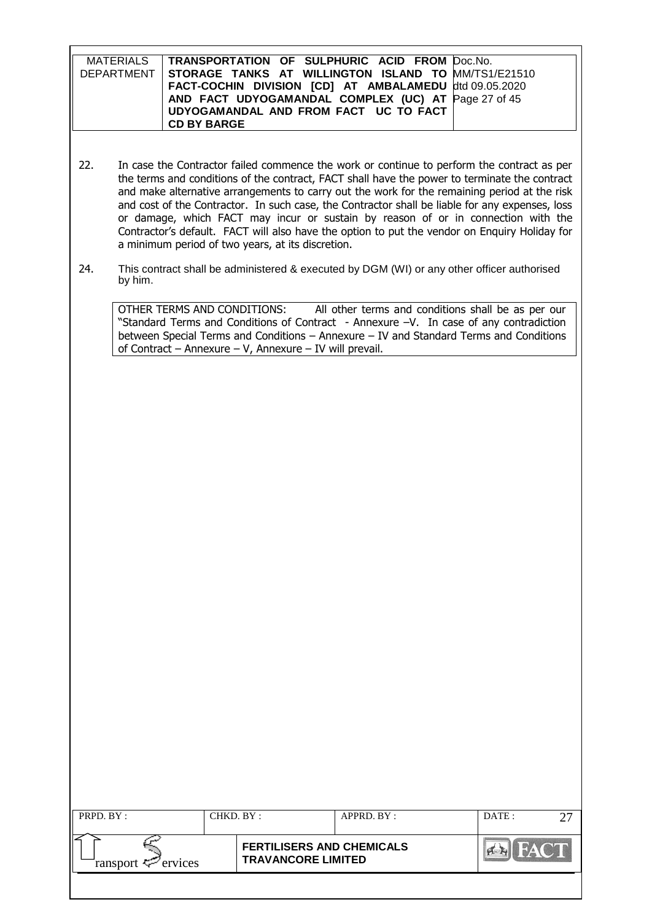22. In case the Contractor failed commence the work or continue to perform the contract as per the terms and conditions of the contract, FACT shall have the power to terminate the contract and make alternative arrangements to carry out the work for the remaining period at the risk and cost of the Contractor. In such case, the Contractor shall be liable for any expenses, loss or damage, which FACT may incur or sustain by reason of or in connection with the Contractor's default. FACT will also have the option to put the vendor on Enquiry Holiday for a minimum period of two years, at its discretion.

24. This contract shall be administered & executed by DGM (WI) or any other officer authorised by him.

OTHER TERMS AND CONDITIONS: All other terms and conditions shall be as per our "Standard Terms and Conditions of Contract - Annexure –V. In case of any contradiction between Special Terms and Conditions – Annexure – IV and Standard Terms and Conditions of Contract – Annexure – V, Annexure – IV will prevail.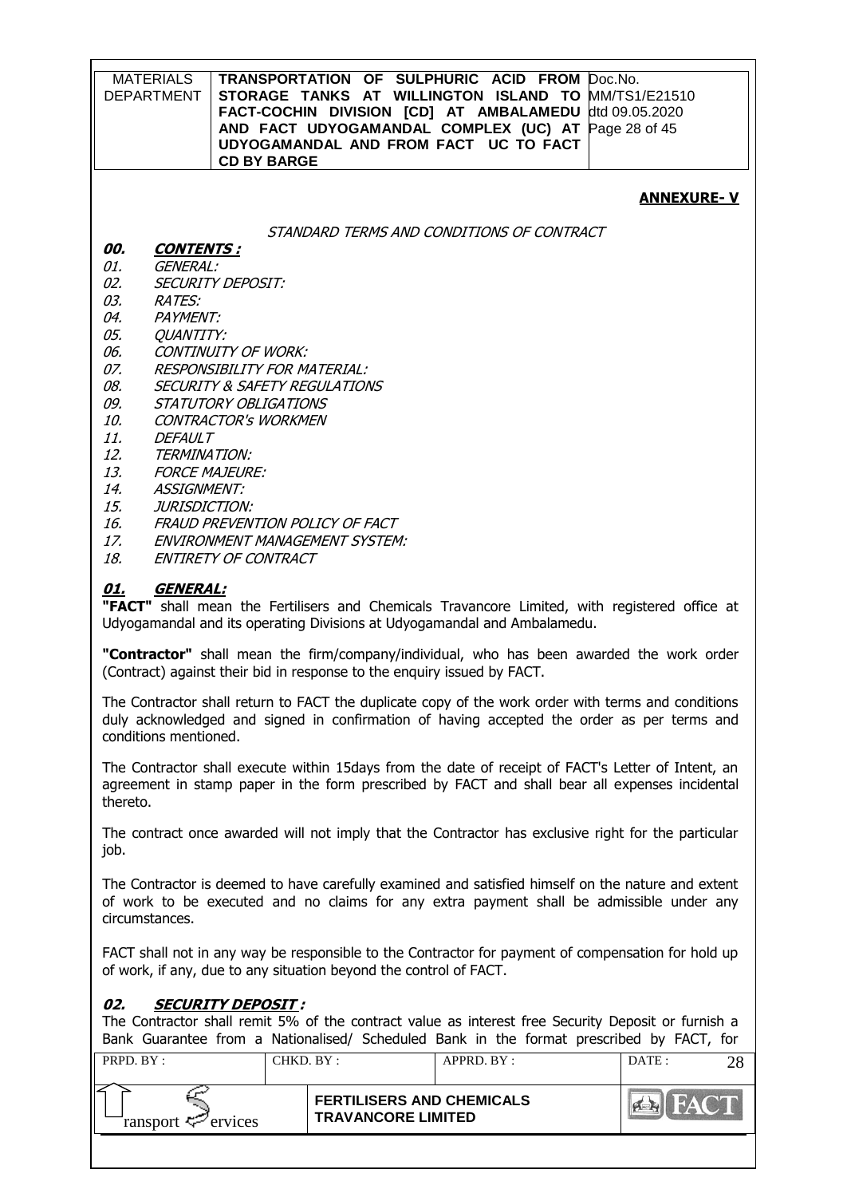## ANNEXURE- V

*STANDARD TERMS AND CONDITIONS OF CONTRACT*

***00. CONTENTS :***

*01. GENERAL:*
*02. SECURITY DEPOSIT:*
*03. RATES:*
*04. PAYMENT:*
*05. QUANTITY:*
*06. CONTINUITY OF WORK:*
*07. RESPONSIBILITY FOR MATERIAL:*
*08. SECURITY & SAFETY REGULATIONS*
*09. STATUTORY OBLIGATIONS*
*10. CONTRACTOR's WORKMEN*
*11. DEFAULT*
*12. TERMINATION:*
*13. FORCE MAJEURE:*
*14. ASSIGNMENT:*
*15. JURISDICTION:*
*16. FRAUD PREVENTION POLICY OF FACT*
*17. ENVIRONMENT MANAGEMENT SYSTEM:*
*18. ENTIRETY OF CONTRACT*

### ***01. GENERAL:***

**"FACT"** shall mean the Fertilisers and Chemicals Travancore Limited, with registered office at Udyogamandal and its operating Divisions at Udyogamandal and Ambalamedu.

**"Contractor"** shall mean the firm/company/individual, who has been awarded the work order (Contract) against their bid in response to the enquiry issued by FACT.

The Contractor shall return to FACT the duplicate copy of the work order with terms and conditions duly acknowledged and signed in confirmation of having accepted the order as per terms and conditions mentioned.

The Contractor shall execute within 15days from the date of receipt of FACT's Letter of Intent, an agreement in stamp paper in the form prescribed by FACT and shall bear all expenses incidental thereto.

The contract once awarded will not imply that the Contractor has exclusive right for the particular job.

The Contractor is deemed to have carefully examined and satisfied himself on the nature and extent of work to be executed and no claims for any extra payment shall be admissible under any circumstances.

FACT shall not in any way be responsible to the Contractor for payment of compensation for hold up of work, if any, due to any situation beyond the control of FACT.

### ***02. SECURITY DEPOSIT :***

The Contractor shall remit 5% of the contract value as interest free Security Deposit or furnish a Bank Guarantee from a Nationalised/ Scheduled Bank in the format prescribed by FACT, for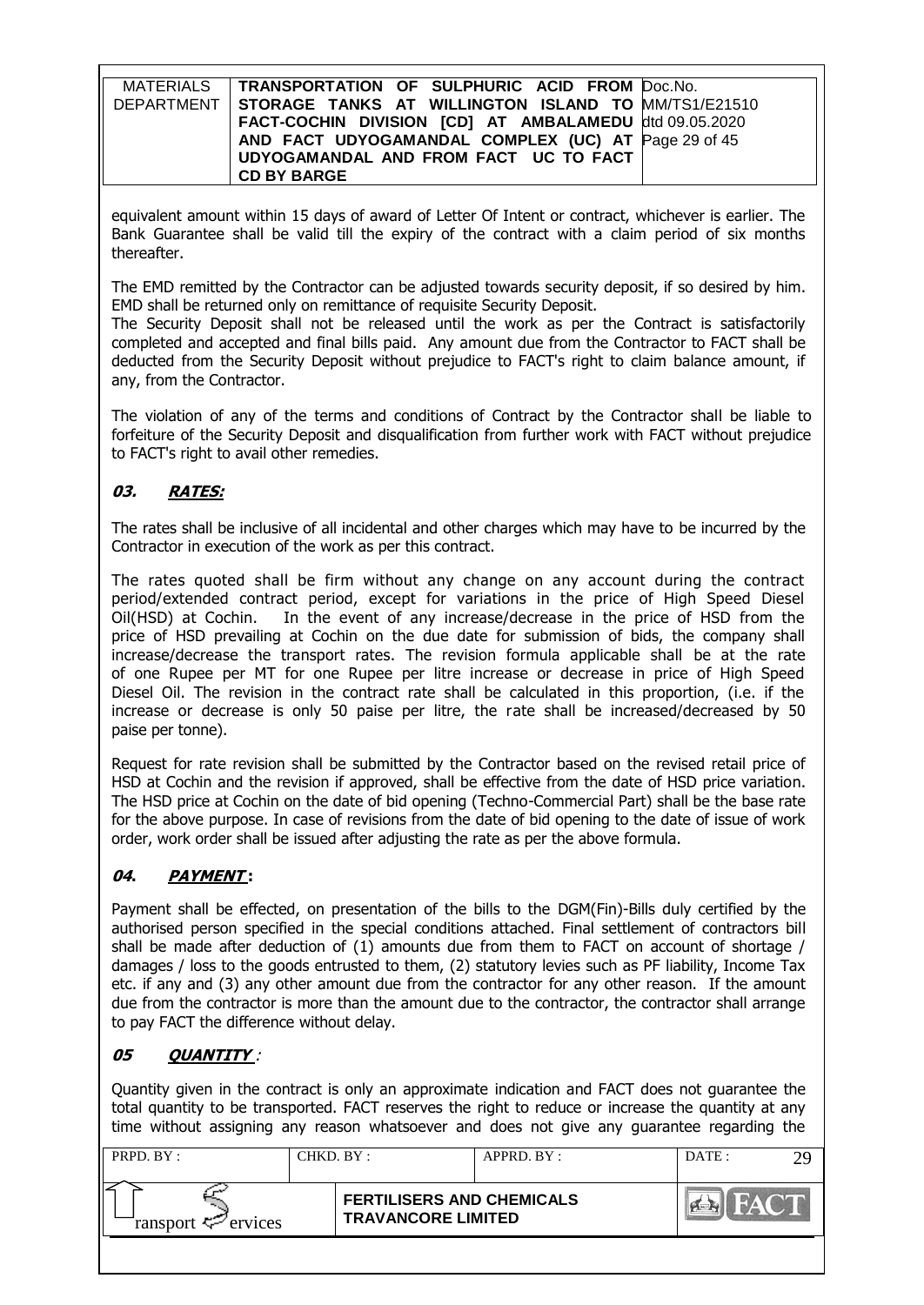equivalent amount within 15 days of award of Letter Of Intent or contract, whichever is earlier. The Bank Guarantee shall be valid till the expiry of the contract with a claim period of six months thereafter.

The EMD remitted by the Contractor can be adjusted towards security deposit, if so desired by him. EMD shall be returned only on remittance of requisite Security Deposit.

The Security Deposit shall not be released until the work as per the Contract is satisfactorily completed and accepted and final bills paid. Any amount due from the Contractor to FACT shall be deducted from the Security Deposit without prejudice to FACT's right to claim balance amount, if any, from the Contractor.

The violation of any of the terms and conditions of Contract by the Contractor shall be liable to forfeiture of the Security Deposit and disqualification from further work with FACT without prejudice to FACT's right to avail other remedies.

## *03. RATES:*

The rates shall be inclusive of all incidental and other charges which may have to be incurred by the Contractor in execution of the work as per this contract.

The rates quoted shall be firm without any change on any account during the contract period/extended contract period, except for variations in the price of High Speed Diesel Oil(HSD) at Cochin. In the event of any increase/decrease in the price of HSD from the price of HSD prevailing at Cochin on the due date for submission of bids, the company shall increase/decrease the transport rates. The revision formula applicable shall be at the rate of one Rupee per MT for one Rupee per litre increase or decrease in price of High Speed Diesel Oil. The revision in the contract rate shall be calculated in this proportion, (i.e. if the increase or decrease is only 50 paise per litre, the rate shall be increased/decreased by 50 paise per tonne).

Request for rate revision shall be submitted by the Contractor based on the revised retail price of HSD at Cochin and the revision if approved, shall be effective from the date of HSD price variation. The HSD price at Cochin on the date of bid opening (Techno-Commercial Part) shall be the base rate for the above purpose. In case of revisions from the date of bid opening to the date of issue of work order, work order shall be issued after adjusting the rate as per the above formula.

## *04. PAYMENT :*

Payment shall be effected, on presentation of the bills to the DGM(Fin)-Bills duly certified by the authorised person specified in the special conditions attached. Final settlement of contractors bill shall be made after deduction of (1) amounts due from them to FACT on account of shortage / damages / loss to the goods entrusted to them, (2) statutory levies such as PF liability, Income Tax etc. if any and (3) any other amount due from the contractor for any other reason. If the amount due from the contractor is more than the amount due to the contractor, the contractor shall arrange to pay FACT the difference without delay.

## *05 QUANTITY :*

Quantity given in the contract is only an approximate indication and FACT does not guarantee the total quantity to be transported. FACT reserves the right to reduce or increase the quantity at any time without assigning any reason whatsoever and does not give any guarantee regarding the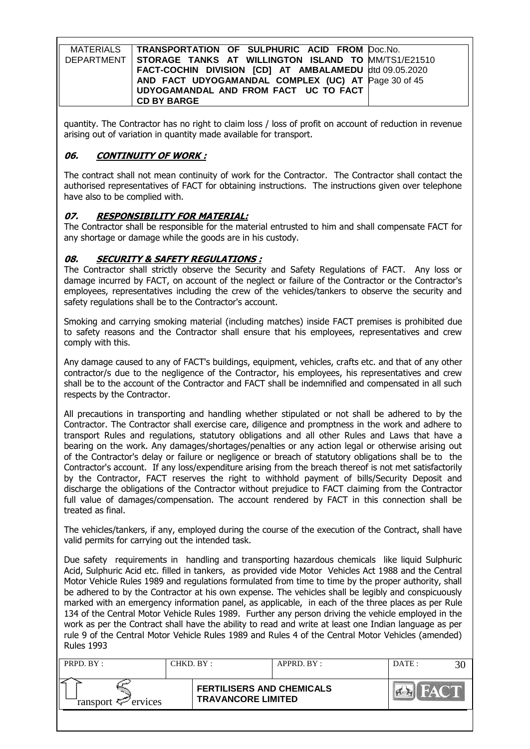quantity. The Contractor has no right to claim loss / loss of profit on account of reduction in revenue arising out of variation in quantity made available for transport.

## ***06. CONTINUITY OF WORK :***

The contract shall not mean continuity of work for the Contractor. The Contractor shall contact the authorised representatives of FACT for obtaining instructions. The instructions given over telephone have also to be complied with.

## ***07. RESPONSIBILITY FOR MATERIAL:***

The Contractor shall be responsible for the material entrusted to him and shall compensate FACT for any shortage or damage while the goods are in his custody.

## ***08. SECURITY & SAFETY REGULATIONS :***

The Contractor shall strictly observe the Security and Safety Regulations of FACT. Any loss or damage incurred by FACT, on account of the neglect or failure of the Contractor or the Contractor's employees, representatives including the crew of the vehicles/tankers to observe the security and safety regulations shall be to the Contractor's account.

Smoking and carrying smoking material (including matches) inside FACT premises is prohibited due to safety reasons and the Contractor shall ensure that his employees, representatives and crew comply with this.

Any damage caused to any of FACT's buildings, equipment, vehicles, crafts etc. and that of any other contractor/s due to the negligence of the Contractor, his employees, his representatives and crew shall be to the account of the Contractor and FACT shall be indemnified and compensated in all such respects by the Contractor.

All precautions in transporting and handling whether stipulated or not shall be adhered to by the Contractor. The Contractor shall exercise care, diligence and promptness in the work and adhere to transport Rules and regulations, statutory obligations and all other Rules and Laws that have a bearing on the work. Any damages/shortages/penalties or any action legal or otherwise arising out of the Contractor's delay or failure or negligence or breach of statutory obligations shall be to the Contractor's account. If any loss/expenditure arising from the breach thereof is not met satisfactorily by the Contractor, FACT reserves the right to withhold payment of bills/Security Deposit and discharge the obligations of the Contractor without prejudice to FACT claiming from the Contractor full value of damages/compensation. The account rendered by FACT in this connection shall be treated as final.

The vehicles/tankers, if any, employed during the course of the execution of the Contract, shall have valid permits for carrying out the intended task.

Due safety requirements in handling and transporting hazardous chemicals like liquid Sulphuric Acid, Sulphuric Acid etc. filled in tankers, as provided vide Motor Vehicles Act 1988 and the Central Motor Vehicle Rules 1989 and regulations formulated from time to time by the proper authority, shall be adhered to by the Contractor at his own expense. The vehicles shall be legibly and conspicuously marked with an emergency information panel, as applicable, in each of the three places as per Rule 134 of the Central Motor Vehicle Rules 1989. Further any person driving the vehicle employed in the work as per the Contract shall have the ability to read and write at least one Indian language as per rule 9 of the Central Motor Vehicle Rules 1989 and Rules 4 of the Central Motor Vehicles (amended) Rules 1993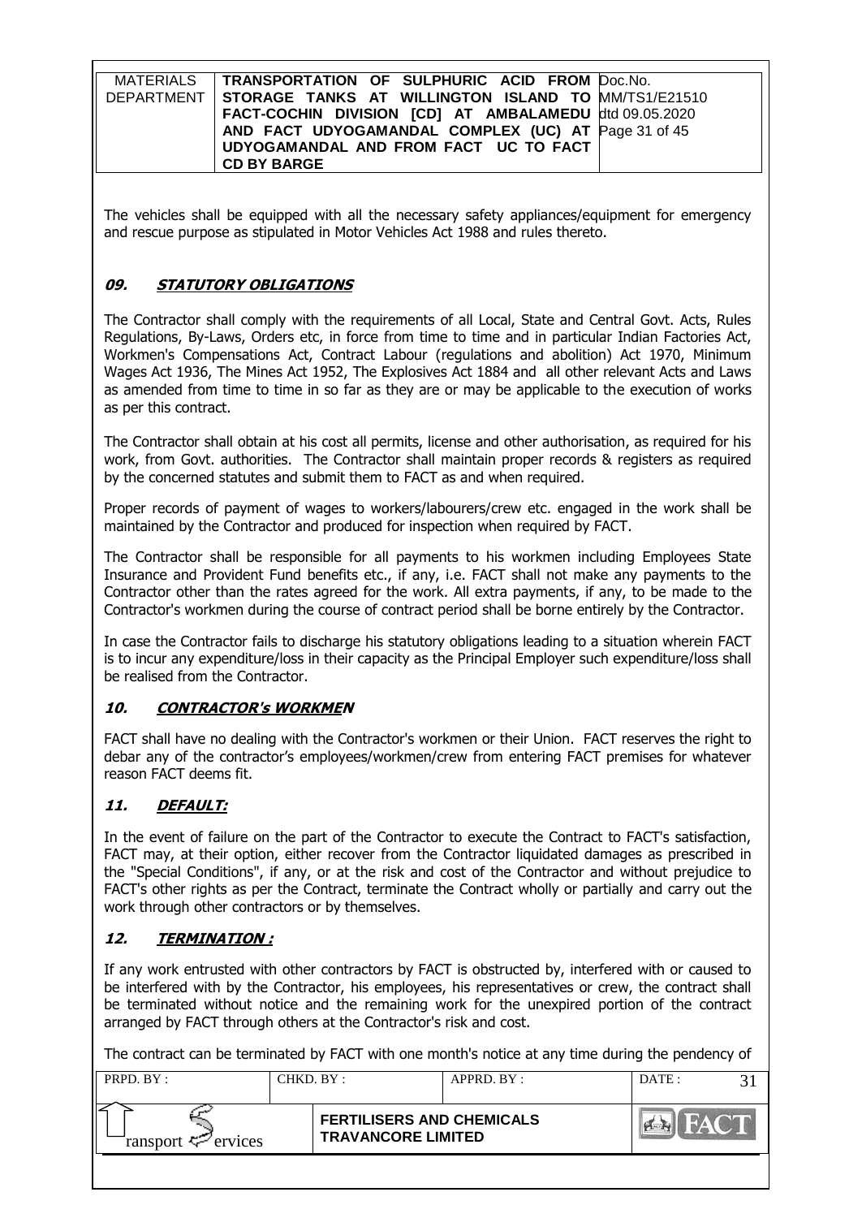The vehicles shall be equipped with all the necessary safety appliances/equipment for emergency and rescue purpose as stipulated in Motor Vehicles Act 1988 and rules thereto.

## 09. STATUTORY OBLIGATIONS

The Contractor shall comply with the requirements of all Local, State and Central Govt. Acts, Rules Regulations, By-Laws, Orders etc, in force from time to time and in particular Indian Factories Act, Workmen's Compensations Act, Contract Labour (regulations and abolition) Act 1970, Minimum Wages Act 1936, The Mines Act 1952, The Explosives Act 1884 and all other relevant Acts and Laws as amended from time to time in so far as they are or may be applicable to the execution of works as per this contract.

The Contractor shall obtain at his cost all permits, license and other authorisation, as required for his work, from Govt. authorities. The Contractor shall maintain proper records & registers as required by the concerned statutes and submit them to FACT as and when required.

Proper records of payment of wages to workers/labourers/crew etc. engaged in the work shall be maintained by the Contractor and produced for inspection when required by FACT.

The Contractor shall be responsible for all payments to his workmen including Employees State Insurance and Provident Fund benefits etc., if any, i.e. FACT shall not make any payments to the Contractor other than the rates agreed for the work. All extra payments, if any, to be made to the Contractor's workmen during the course of contract period shall be borne entirely by the Contractor.

In case the Contractor fails to discharge his statutory obligations leading to a situation wherein FACT is to incur any expenditure/loss in their capacity as the Principal Employer such expenditure/loss shall be realised from the Contractor.

## 10. CONTRACTOR's WORKMEN

FACT shall have no dealing with the Contractor's workmen or their Union. FACT reserves the right to debar any of the contractor's employees/workmen/crew from entering FACT premises for whatever reason FACT deems fit.

## 11. DEFAULT:

In the event of failure on the part of the Contractor to execute the Contract to FACT's satisfaction, FACT may, at their option, either recover from the Contractor liquidated damages as prescribed in the "Special Conditions", if any, or at the risk and cost of the Contractor and without prejudice to FACT's other rights as per the Contract, terminate the Contract wholly or partially and carry out the work through other contractors or by themselves.

## 12. TERMINATION :

If any work entrusted with other contractors by FACT is obstructed by, interfered with or caused to be interfered with by the Contractor, his employees, his representatives or crew, the contract shall be terminated without notice and the remaining work for the unexpired portion of the contract arranged by FACT through others at the Contractor's risk and cost.

The contract can be terminated by FACT with one month's notice at any time during the pendency of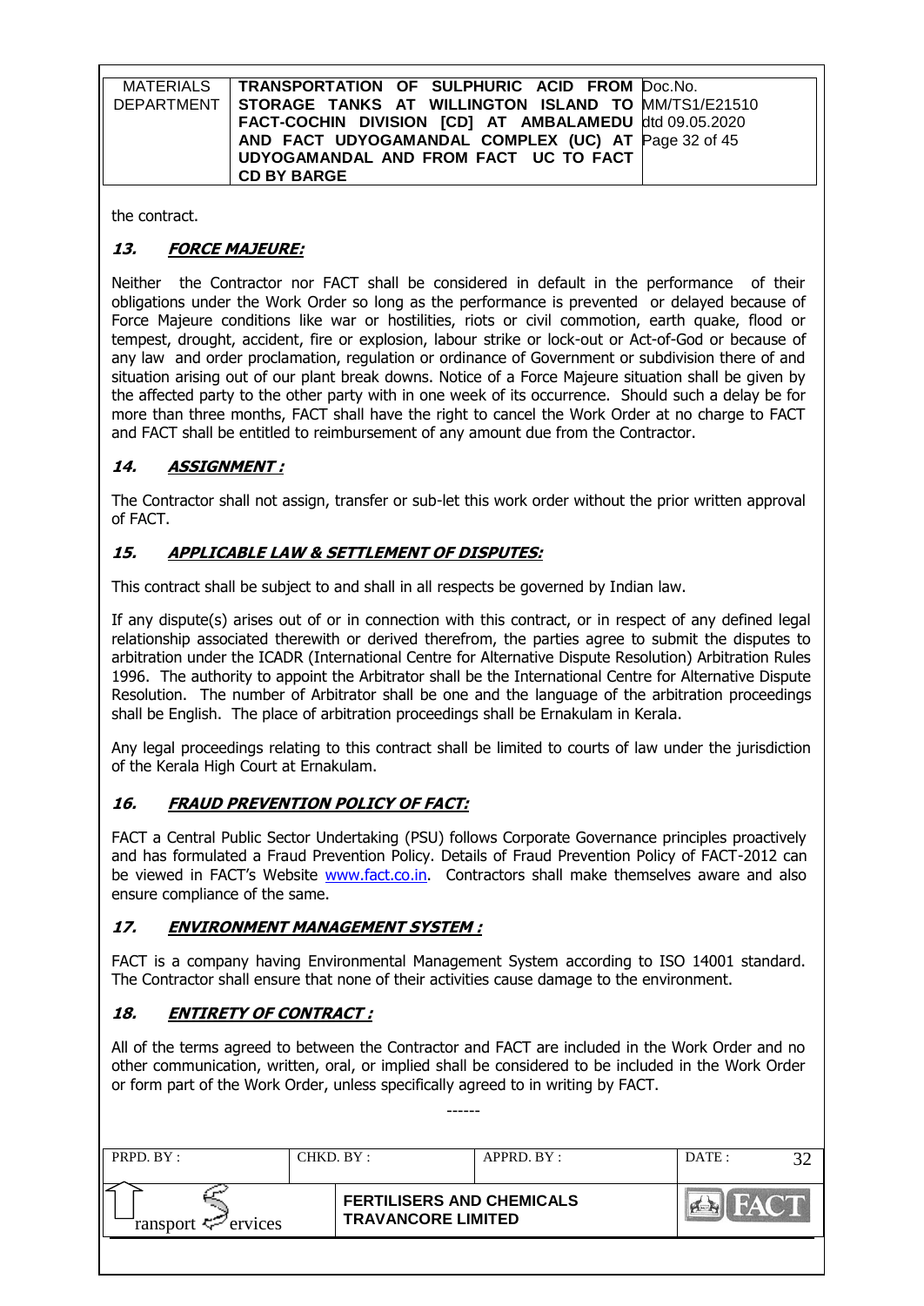the contract.

### *13. FORCE MAJEURE:*

Neither the Contractor nor FACT shall be considered in default in the performance of their obligations under the Work Order so long as the performance is prevented or delayed because of Force Majeure conditions like war or hostilities, riots or civil commotion, earth quake, flood or tempest, drought, accident, fire or explosion, labour strike or lock-out or Act-of-God or because of any law and order proclamation, regulation or ordinance of Government or subdivision there of and situation arising out of our plant break downs. Notice of a Force Majeure situation shall be given by the affected party to the other party with in one week of its occurrence. Should such a delay be for more than three months, FACT shall have the right to cancel the Work Order at no charge to FACT and FACT shall be entitled to reimbursement of any amount due from the Contractor.

### *14. ASSIGNMENT :*

The Contractor shall not assign, transfer or sub-let this work order without the prior written approval of FACT.

### *15. APPLICABLE LAW & SETTLEMENT OF DISPUTES:*

This contract shall be subject to and shall in all respects be governed by Indian law.

If any dispute(s) arises out of or in connection with this contract, or in respect of any defined legal relationship associated therewith or derived therefrom, the parties agree to submit the disputes to arbitration under the ICADR (International Centre for Alternative Dispute Resolution) Arbitration Rules 1996. The authority to appoint the Arbitrator shall be the International Centre for Alternative Dispute Resolution. The number of Arbitrator shall be one and the language of the arbitration proceedings shall be English. The place of arbitration proceedings shall be Ernakulam in Kerala.

Any legal proceedings relating to this contract shall be limited to courts of law under the jurisdiction of the Kerala High Court at Ernakulam.

### *16. FRAUD PREVENTION POLICY OF FACT:*

FACT a Central Public Sector Undertaking (PSU) follows Corporate Governance principles proactively and has formulated a Fraud Prevention Policy. Details of Fraud Prevention Policy of FACT-2012 can be viewed in FACT's Website www.fact.co.in. Contractors shall make themselves aware and also ensure compliance of the same.

### *17. ENVIRONMENT MANAGEMENT SYSTEM :*

FACT is a company having Environmental Management System according to ISO 14001 standard. The Contractor shall ensure that none of their activities cause damage to the environment.

### *18. ENTIRETY OF CONTRACT :*

All of the terms agreed to between the Contractor and FACT are included in the Work Order and no other communication, written, oral, or implied shall be considered to be included in the Work Order or form part of the Work Order, unless specifically agreed to in writing by FACT.

------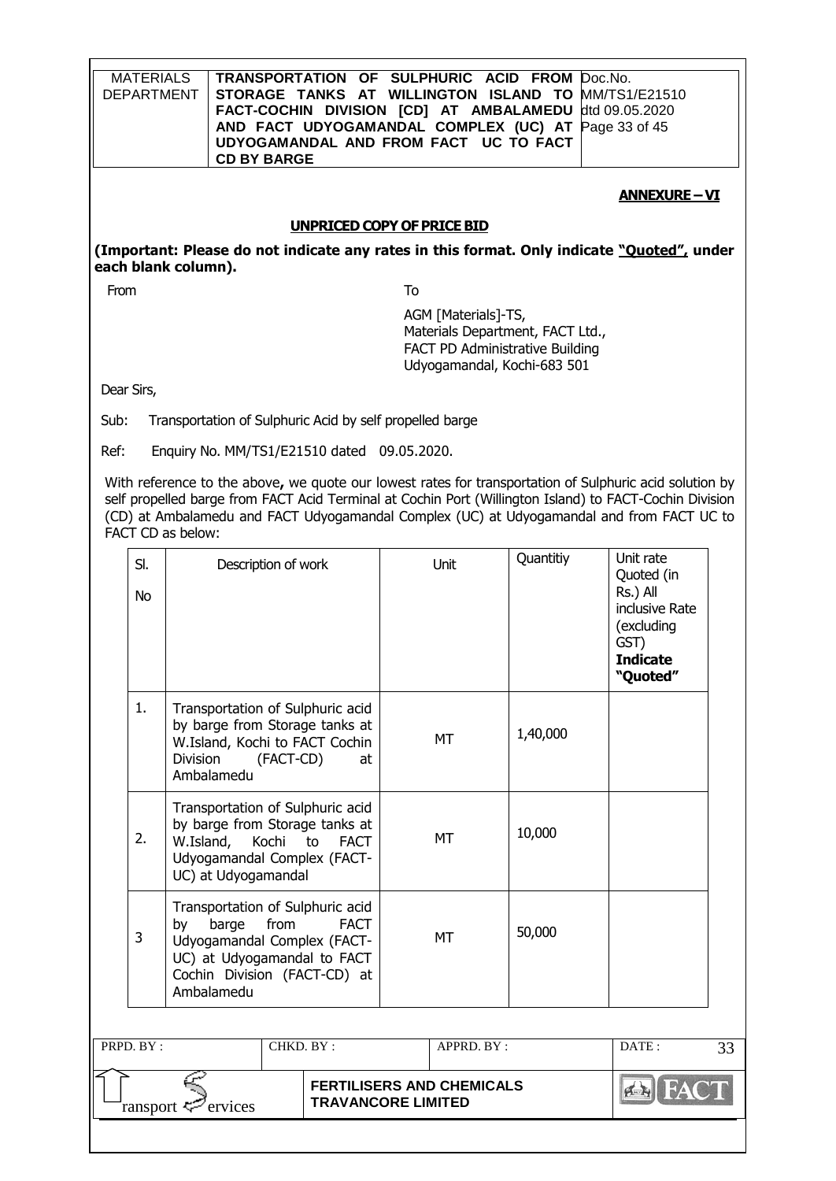**ANNEXURE – VI**

**UNPRICED COPY OF PRICE BID**

**(Important: Please do not indicate any rates in this format. Only indicate "Quoted", under each blank column).**

From

To

AGM [Materials]-TS,
Materials Department, FACT Ltd.,
FACT PD Administrative Building
Udyogamandal, Kochi-683 501

Dear Sirs,

Sub: Transportation of Sulphuric Acid by self propelled barge

Ref: Enquiry No. MM/TS1/E21510 dated 09.05.2020.

With reference to the above**,** we quote our lowest rates for transportation of Sulphuric acid solution by self propelled barge from FACT Acid Terminal at Cochin Port (Willington Island) to FACT-Cochin Division (CD) at Ambalamedu and FACT Udyogamandal Complex (UC) at Udyogamandal and from FACT UC to FACT CD as below:

| Sl. No | Description of work | Unit | Quantitiy | Unit rate Quoted (in Rs.) All inclusive Rate (excluding GST) **Indicate "Quoted"** |
|---|---|---|---|---|
| 1. | Transportation of Sulphuric acid by barge from Storage tanks at W.Island, Kochi to FACT Cochin Division (FACT-CD) at Ambalamedu | MT | 1,40,000 | |
| 2. | Transportation of Sulphuric acid by barge from Storage tanks at W.Island, Kochi to FACT Udyogamandal Complex (FACT-UC) at Udyogamandal | MT | 10,000 | |
| 3 | Transportation of Sulphuric acid by barge from FACT Udyogamandal Complex (FACT-UC) at Udyogamandal to FACT Cochin Division (FACT-CD) at Ambalamedu | MT | 50,000 | |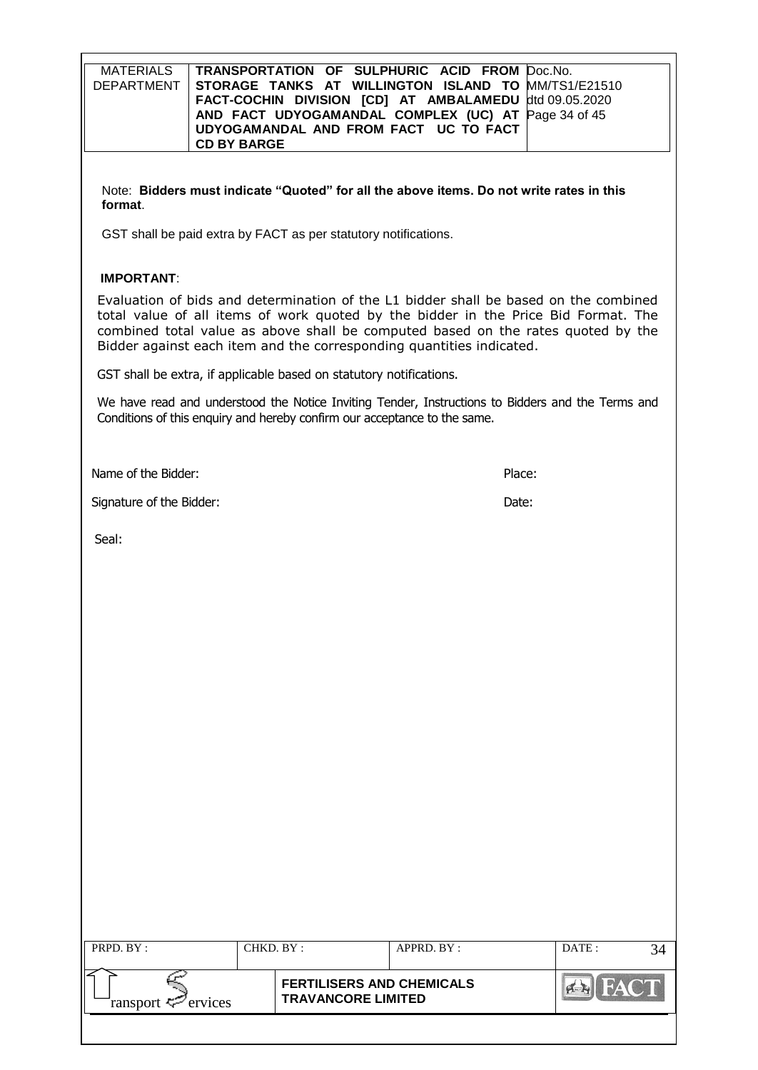Note: **Bidders must indicate "Quoted" for all the above items. Do not write rates in this format**.

GST shall be paid extra by FACT as per statutory notifications.

**IMPORTANT**:

Evaluation of bids and determination of the L1 bidder shall be based on the combined total value of all items of work quoted by the bidder in the Price Bid Format. The combined total value as above shall be computed based on the rates quoted by the Bidder against each item and the corresponding quantities indicated.

GST shall be extra, if applicable based on statutory notifications.

We have read and understood the Notice Inviting Tender, Instructions to Bidders and the Terms and Conditions of this enquiry and hereby confirm our acceptance to the same.

Name of the Bidder: Place:

Signature of the Bidder: Date:

Seal: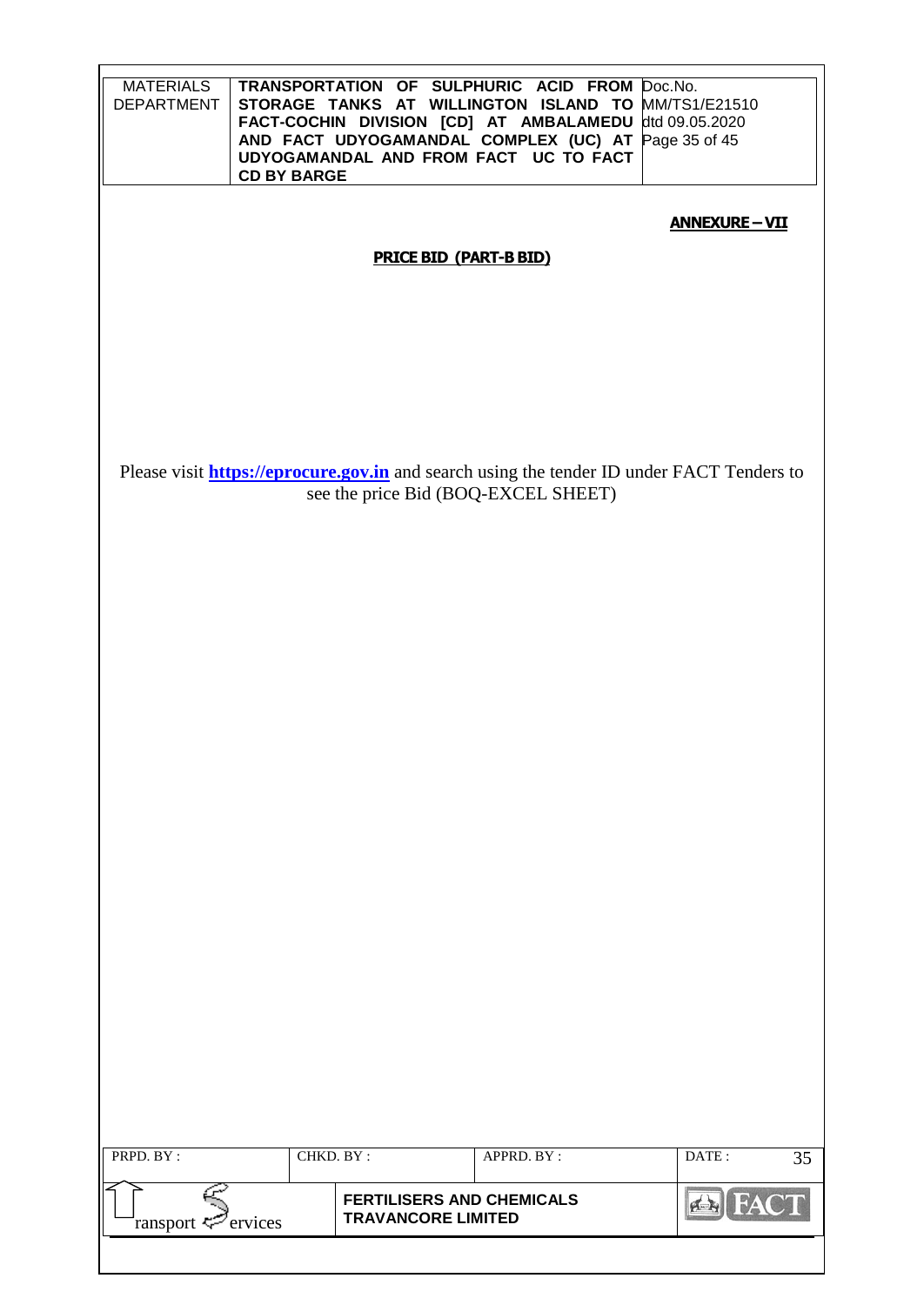**ANNEXURE – VII**

**PRICE BID (PART-B BID)**

Please visit **https://eprocure.gov.in** and search using the tender ID under FACT Tenders to see the price Bid (BOQ-EXCEL SHEET)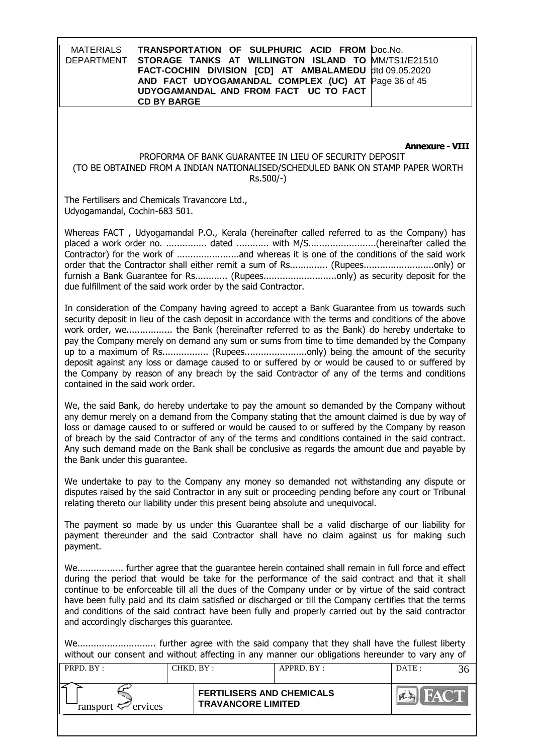**Annexure - VIII**

PROFORMA OF BANK GUARANTEE IN LIEU OF SECURITY DEPOSIT
(TO BE OBTAINED FROM A INDIAN NATIONALISED/SCHEDULED BANK ON STAMP PAPER WORTH Rs.500/-)

The Fertilisers and Chemicals Travancore Ltd.,
Udyogamandal, Cochin-683 501.

Whereas FACT , Udyogamandal P.O., Kerala (hereinafter called referred to as the Company) has placed a work order no. ............... dated ............ with M/S.........................(hereinafter called the Contractor) for the work of .......................and whereas it is one of the conditions of the said work order that the Contractor shall either remit a sum of Rs............. (Rupees..........................only) or furnish a Bank Guarantee for Rs........... (Rupees..........................only) as security deposit for the due fulfillment of the said work order by the said Contractor.

In consideration of the Company having agreed to accept a Bank Guarantee from us towards such security deposit in lieu of the cash deposit in accordance with the terms and conditions of the above work order, we................. the Bank (hereinafter referred to as the Bank) do hereby undertake to pay the Company merely on demand any sum or sums from time to time demanded by the Company up to a maximum of Rs................ (Rupees......................only) being the amount of the security deposit against any loss or damage caused to or suffered by or would be caused to or suffered by the Company by reason of any breach by the said Contractor of any of the terms and conditions contained in the said work order.

We, the said Bank, do hereby undertake to pay the amount so demanded by the Company without any demur merely on a demand from the Company stating that the amount claimed is due by way of loss or damage caused to or suffered or would be caused to or suffered by the Company by reason of breach by the said Contractor of any of the terms and conditions contained in the said contract. Any such demand made on the Bank shall be conclusive as regards the amount due and payable by the Bank under this guarantee.

We undertake to pay to the Company any money so demanded not withstanding any dispute or disputes raised by the said Contractor in any suit or proceeding pending before any court or Tribunal relating thereto our liability under this present being absolute and unequivocal.

The payment so made by us under this Guarantee shall be a valid discharge of our liability for payment thereunder and the said Contractor shall have no claim against us for making such payment.

We................. further agree that the guarantee herein contained shall remain in full force and effect during the period that would be take for the performance of the said contract and that it shall continue to be enforceable till all the dues of the Company under or by virtue of the said contract have been fully paid and its claim satisfied or discharged or till the Company certifies that the terms and conditions of the said contract have been fully and properly carried out by the said contractor and accordingly discharges this guarantee.

We............................. further agree with the said company that they shall have the fullest liberty without our consent and without affecting in any manner our obligations hereunder to vary any of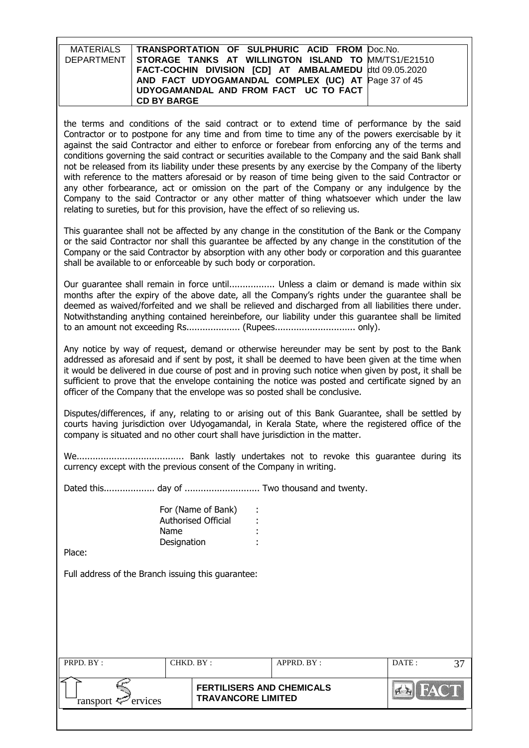the terms and conditions of the said contract or to extend time of performance by the said Contractor or to postpone for any time and from time to time any of the powers exercisable by it against the said Contractor and either to enforce or forebear from enforcing any of the terms and conditions governing the said contract or securities available to the Company and the said Bank shall not be released from its liability under these presents by any exercise by the Company of the liberty with reference to the matters aforesaid or by reason of time being given to the said Contractor or any other forbearance, act or omission on the part of the Company or any indulgence by the Company to the said Contractor or any other matter of thing whatsoever which under the law relating to sureties, but for this provision, have the effect of so relieving us.

This guarantee shall not be affected by any change in the constitution of the Bank or the Company or the said Contractor nor shall this guarantee be affected by any change in the constitution of the Company or the said Contractor by absorption with any other body or corporation and this guarantee shall be available to or enforceable by such body or corporation.

Our guarantee shall remain in force until................. Unless a claim or demand is made within six months after the expiry of the above date, all the Company's rights under the guarantee shall be deemed as waived/forfeited and we shall be relieved and discharged from all liabilities there under. Notwithstanding anything contained hereinbefore, our liability under this guarantee shall be limited to an amount not exceeding Rs.................... (Rupees.............................. only).

Any notice by way of request, demand or otherwise hereunder may be sent by post to the Bank addressed as aforesaid and if sent by post, it shall be deemed to have been given at the time when it would be delivered in due course of post and in proving such notice when given by post, it shall be sufficient to prove that the envelope containing the notice was posted and certificate signed by an officer of the Company that the envelope was so posted shall be conclusive.

Disputes/differences, if any, relating to or arising out of this Bank Guarantee, shall be settled by courts having jurisdiction over Udyogamandal, in Kerala State, where the registered office of the company is situated and no other court shall have jurisdiction in the matter.

We........................................ Bank lastly undertakes not to revoke this guarantee during its currency except with the previous consent of the Company in writing.

Dated this................... day of ............................ Two thousand and twenty.

For (Name of Bank) :
Authorised Official :
Name :
Designation :

Place:

Full address of the Branch issuing this guarantee: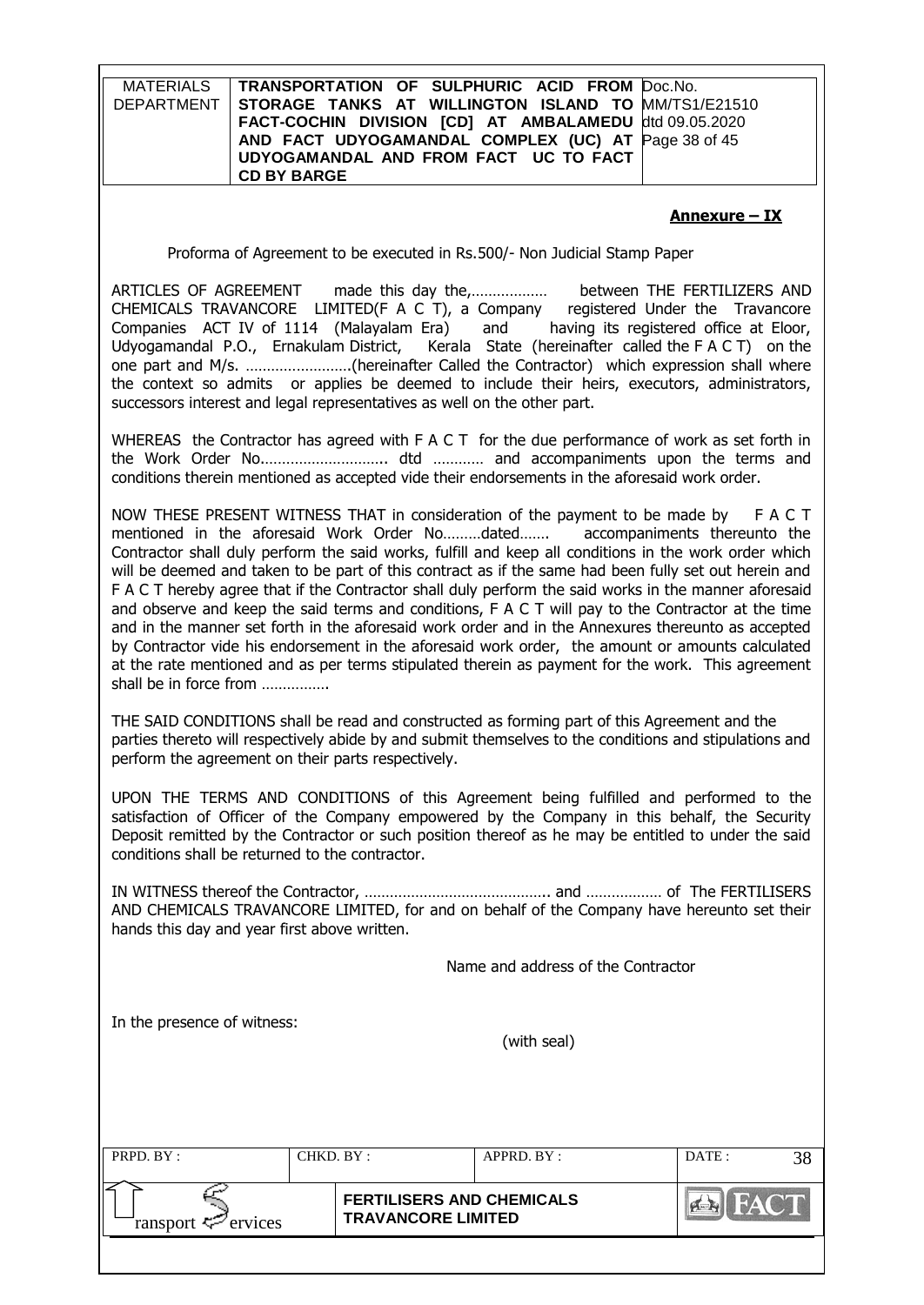**Annexure – IX**

Proforma of Agreement to be executed in Rs.500/- Non Judicial Stamp Paper

ARTICLES OF AGREEMENT made this day the,……………… between THE FERTILIZERS AND CHEMICALS TRAVANCORE LIMITED(F A C T), a Company registered Under the Travancore Companies ACT IV of 1114 (Malayalam Era) and having its registered office at Eloor, Udyogamandal P.O., Ernakulam District, Kerala State (hereinafter called the F A C T) on the one part and M/s. …………………….(hereinafter Called the Contractor) which expression shall where the context so admits or applies be deemed to include their heirs, executors, administrators, successors interest and legal representatives as well on the other part.

WHEREAS the Contractor has agreed with F A C T for the due performance of work as set forth in the Work Order No……………………….. dtd ………… and accompaniments upon the terms and conditions therein mentioned as accepted vide their endorsements in the aforesaid work order.

NOW THESE PRESENT WITNESS THAT in consideration of the payment to be made by F A C T mentioned in the aforesaid Work Order No………dated……. accompaniments thereunto the Contractor shall duly perform the said works, fulfill and keep all conditions in the work order which will be deemed and taken to be part of this contract as if the same had been fully set out herein and F A C T hereby agree that if the Contractor shall duly perform the said works in the manner aforesaid and observe and keep the said terms and conditions, F A C T will pay to the Contractor at the time and in the manner set forth in the aforesaid work order and in the Annexures thereunto as accepted by Contractor vide his endorsement in the aforesaid work order, the amount or amounts calculated at the rate mentioned and as per terms stipulated therein as payment for the work. This agreement shall be in force from …………….

THE SAID CONDITIONS shall be read and constructed as forming part of this Agreement and the parties thereto will respectively abide by and submit themselves to the conditions and stipulations and perform the agreement on their parts respectively.

UPON THE TERMS AND CONDITIONS of this Agreement being fulfilled and performed to the satisfaction of Officer of the Company empowered by the Company in this behalf, the Security Deposit remitted by the Contractor or such position thereof as he may be entitled to under the said conditions shall be returned to the contractor.

IN WITNESS thereof the Contractor, …………………………………….. and ……………… of The FERTILISERS AND CHEMICALS TRAVANCORE LIMITED, for and on behalf of the Company have hereunto set their hands this day and year first above written.

Name and address of the Contractor

In the presence of witness:

(with seal)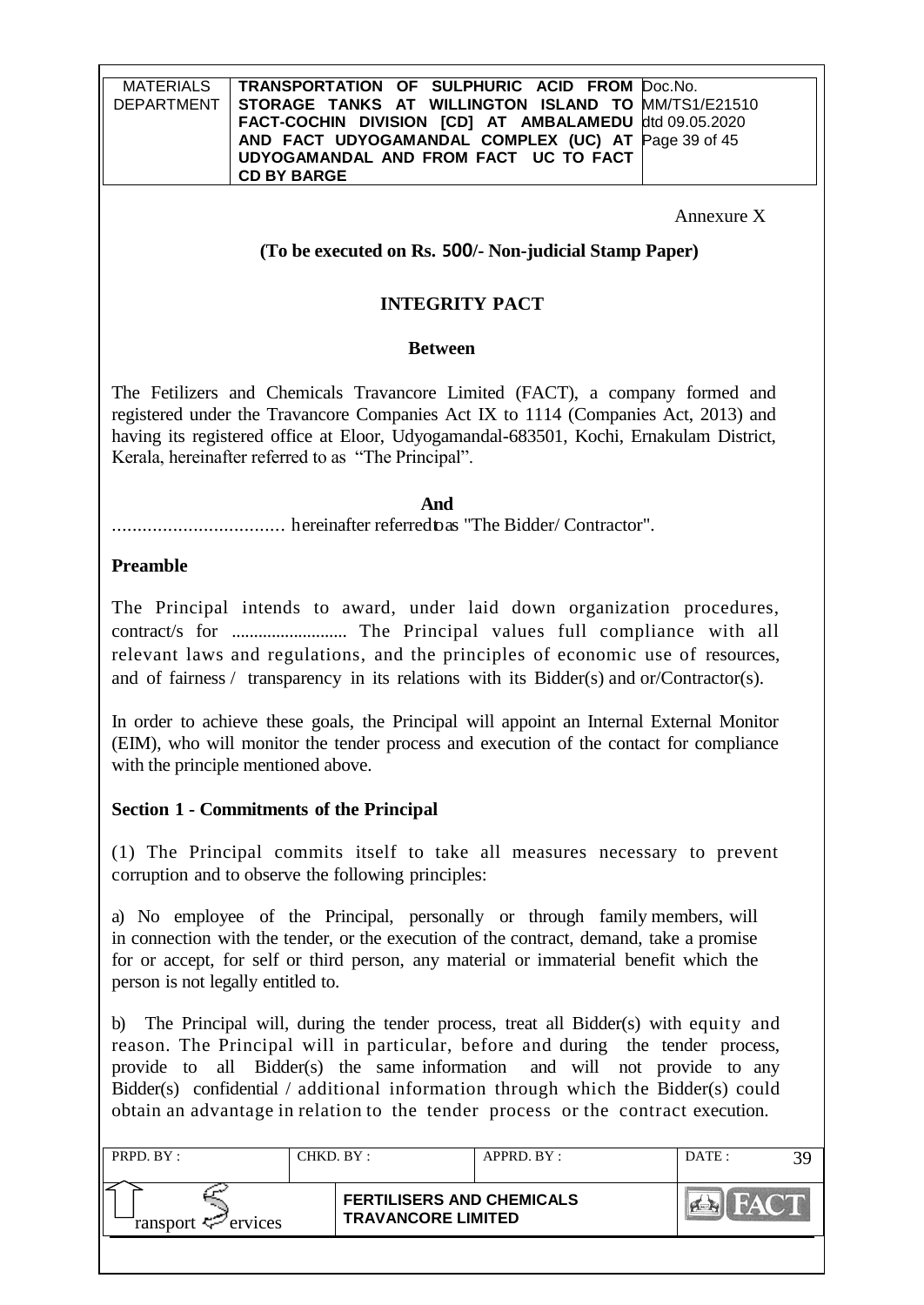Annexure X

**(To be executed on Rs. 500/- Non-judicial Stamp Paper)**

## INTEGRITY PACT

**Between**

The Fetilizers and Chemicals Travancore Limited (FACT), a company formed and registered under the Travancore Companies Act IX to 1114 (Companies Act, 2013) and having its registered office at Eloor, Udyogamandal-683501, Kochi, Ernakulam District, Kerala, hereinafter referred to as "The Principal".

**And**

................................. hereinafter referred to as "The Bidder/ Contractor".

### Preamble

The Principal intends to award, under laid down organization procedures, contract/s for .......................... The Principal values full compliance with all relevant laws and regulations, and the principles of economic use of resources, and of fairness / transparency in its relations with its Bidder(s) and or/Contractor(s).

In order to achieve these goals, the Principal will appoint an Internal External Monitor (EIM), who will monitor the tender process and execution of the contact for compliance with the principle mentioned above.

### Section 1 - Commitments of the Principal

(1) The Principal commits itself to take all measures necessary to prevent corruption and to observe the following principles:

a) No employee of the Principal, personally or through family members, will in connection with the tender, or the execution of the contract, demand, take a promise for or accept, for self or third person, any material or immaterial benefit which the person is not legally entitled to.

b) The Principal will, during the tender process, treat all Bidder(s) with equity and reason. The Principal will in particular, before and during the tender process, provide to all Bidder(s) the same information and will not provide to any Bidder(s) confidential / additional information through which the Bidder(s) could obtain an advantage in relation to the tender process or the contract execution.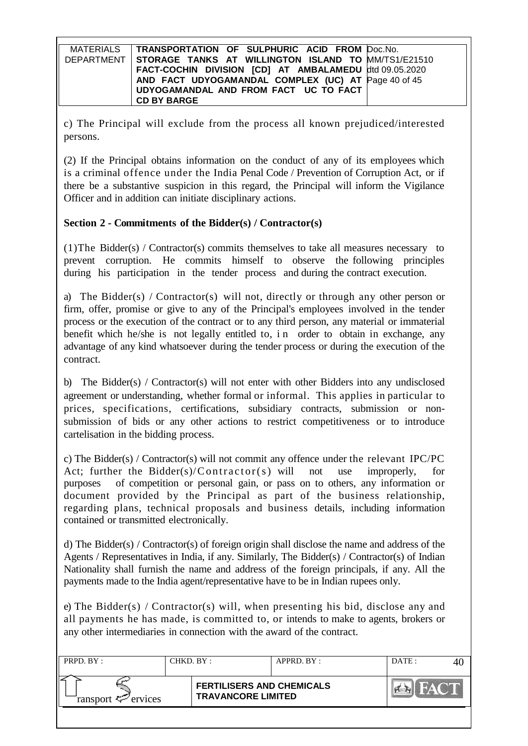c) The Principal will exclude from the process all known prejudiced/interested persons.

(2) If the Principal obtains information on the conduct of any of its employees which is a criminal offence under the India Penal Code / Prevention of Corruption Act, or if there be a substantive suspicion in this regard, the Principal will inform the Vigilance Officer and in addition can initiate disciplinary actions.

**Section 2 - Commitments of the Bidder(s) / Contractor(s)**

(1)The Bidder(s) / Contractor(s) commits themselves to take all measures necessary to prevent corruption. He commits himself to observe the following principles during his participation in the tender process and during the contract execution.

a) The Bidder(s) / Contractor(s) will not, directly or through any other person or firm, offer, promise or give to any of the Principal's employees involved in the tender process or the execution of the contract or to any third person, any material or immaterial benefit which he/she is not legally entitled to, in order to obtain in exchange, any advantage of any kind whatsoever during the tender process or during the execution of the contract.

b) The Bidder(s) / Contractor(s) will not enter with other Bidders into any undisclosed agreement or understanding, whether formal or informal. This applies in particular to prices, specifications, certifications, subsidiary contracts, submission or non-submission of bids or any other actions to restrict competitiveness or to introduce cartelisation in the bidding process.

c) The Bidder(s) / Contractor(s) will not commit any offence under the relevant IPC/PC Act; further the Bidder(s)/Contractor(s) will not use improperly, for purposes of competition or personal gain, or pass on to others, any information or document provided by the Principal as part of the business relationship, regarding plans, technical proposals and business details, including information contained or transmitted electronically.

d) The Bidder(s) / Contractor(s) of foreign origin shall disclose the name and address of the Agents / Representatives in India, if any. Similarly, The Bidder(s) / Contractor(s) of Indian Nationality shall furnish the name and address of the foreign principals, if any. All the payments made to the India agent/representative have to be in Indian rupees only.

e) The Bidder(s) / Contractor(s) will, when presenting his bid, disclose any and all payments he has made, is committed to, or intends to make to agents, brokers or any other intermediaries in connection with the award of the contract.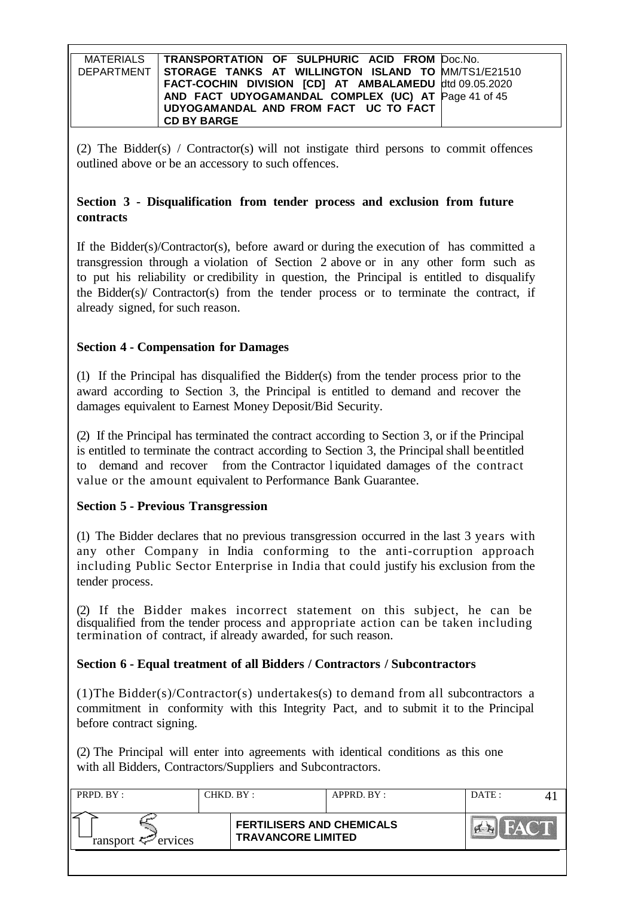(2) The Bidder(s) / Contractor(s) will not instigate third persons to commit offences outlined above or be an accessory to such offences.

**Section 3 - Disqualification from tender process and exclusion from future contracts**

If the Bidder(s)/Contractor(s), before award or during the execution of has committed a transgression through a violation of Section 2 above or in any other form such as to put his reliability or credibility in question, the Principal is entitled to disqualify the Bidder(s)/ Contractor(s) from the tender process or to terminate the contract, if already signed, for such reason.

**Section 4 - Compensation for Damages**

(1) If the Principal has disqualified the Bidder(s) from the tender process prior to the award according to Section 3, the Principal is entitled to demand and recover the damages equivalent to Earnest Money Deposit/Bid Security.

(2) If the Principal has terminated the contract according to Section 3, or if the Principal is entitled to terminate the contract according to Section 3, the Principal shall be entitled to demand and recover from the Contractor liquidated damages of the contract value or the amount equivalent to Performance Bank Guarantee.

**Section 5 - Previous Transgression**

(1) The Bidder declares that no previous transgression occurred in the last 3 years with any other Company in India conforming to the anti-corruption approach including Public Sector Enterprise in India that could justify his exclusion from the tender process.

(2) If the Bidder makes incorrect statement on this subject, he can be disqualified from the tender process and appropriate action can be taken including termination of contract, if already awarded, for such reason.

**Section 6 - Equal treatment of all Bidders / Contractors / Subcontractors**

(1)The Bidder(s)/Contractor(s) undertakes(s) to demand from all subcontractors a commitment in conformity with this Integrity Pact, and to submit it to the Principal before contract signing.

(2) The Principal will enter into agreements with identical conditions as this one with all Bidders, Contractors/Suppliers and Subcontractors.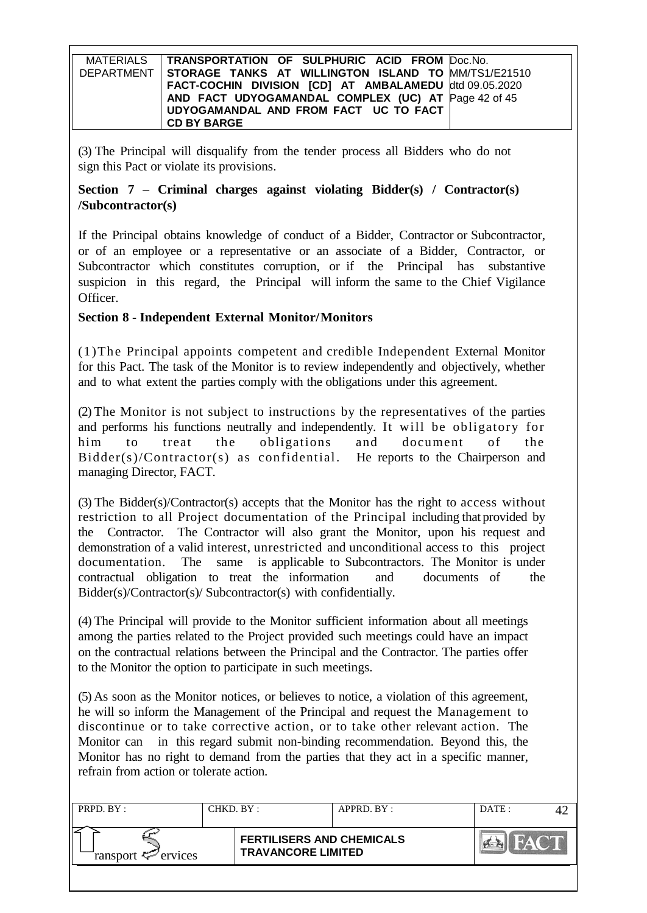(3) The Principal will disqualify from the tender process all Bidders who do not sign this Pact or violate its provisions.

**Section 7 – Criminal charges against violating Bidder(s) / Contractor(s) /Subcontractor(s)**

If the Principal obtains knowledge of conduct of a Bidder, Contractor or Subcontractor, or of an employee or a representative or an associate of a Bidder, Contractor, or Subcontractor which constitutes corruption, or if the Principal has substantive suspicion in this regard, the Principal will inform the same to the Chief Vigilance Officer.

**Section 8 - Independent External Monitor/Monitors**

(1) The Principal appoints competent and credible Independent External Monitor for this Pact. The task of the Monitor is to review independently and objectively, whether and to what extent the parties comply with the obligations under this agreement.

(2) The Monitor is not subject to instructions by the representatives of the parties and performs his functions neutrally and independently. It will be obligatory for him to treat the obligations and document of the Bidder(s)/Contractor(s) as confidential. He reports to the Chairperson and managing Director, FACT.

(3) The Bidder(s)/Contractor(s) accepts that the Monitor has the right to access without restriction to all Project documentation of the Principal including that provided by the Contractor. The Contractor will also grant the Monitor, upon his request and demonstration of a valid interest, unrestricted and unconditional access to this project documentation. The same is applicable to Subcontractors. The Monitor is under contractual obligation to treat the information and documents of the Bidder(s)/Contractor(s)/ Subcontractor(s) with confidentially.

(4) The Principal will provide to the Monitor sufficient information about all meetings among the parties related to the Project provided such meetings could have an impact on the contractual relations between the Principal and the Contractor. The parties offer to the Monitor the option to participate in such meetings.

(5) As soon as the Monitor notices, or believes to notice, a violation of this agreement, he will so inform the Management of the Principal and request the Management to discontinue or to take corrective action, or to take other relevant action. The Monitor can in this regard submit non-binding recommendation. Beyond this, the Monitor has no right to demand from the parties that they act in a specific manner, refrain from action or tolerate action.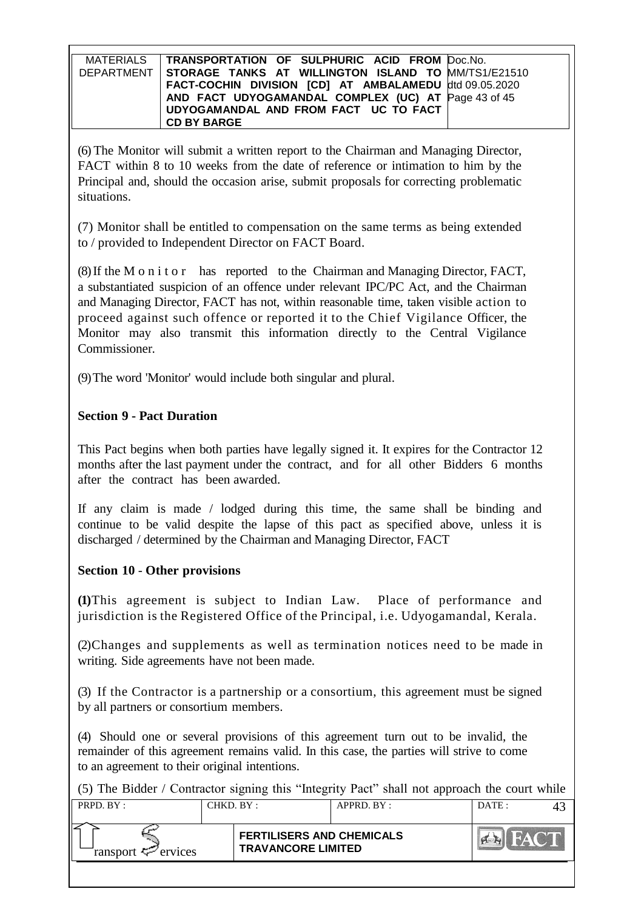(6) The Monitor will submit a written report to the Chairman and Managing Director, FACT within 8 to 10 weeks from the date of reference or intimation to him by the Principal and, should the occasion arise, submit proposals for correcting problematic situations.

(7) Monitor shall be entitled to compensation on the same terms as being extended to / provided to Independent Director on FACT Board.

(8) If the Monitor has reported to the Chairman and Managing Director, FACT, a substantiated suspicion of an offence under relevant IPC/PC Act, and the Chairman and Managing Director, FACT has not, within reasonable time, taken visible action to proceed against such offence or reported it to the Chief Vigilance Officer, the Monitor may also transmit this information directly to the Central Vigilance Commissioner.

(9) The word 'Monitor' would include both singular and plural.

**Section 9 - Pact Duration**

This Pact begins when both parties have legally signed it. It expires for the Contractor 12 months after the last payment under the contract, and for all other Bidders 6 months after the contract has been awarded.

If any claim is made / lodged during this time, the same shall be binding and continue to be valid despite the lapse of this pact as specified above, unless it is discharged / determined by the Chairman and Managing Director, FACT

**Section 10 - Other provisions**

**(1)** This agreement is subject to Indian Law. Place of performance and jurisdiction is the Registered Office of the Principal, i.e. Udyogamandal, Kerala.

(2) Changes and supplements as well as termination notices need to be made in writing. Side agreements have not been made.

(3) If the Contractor is a partnership or a consortium, this agreement must be signed by all partners or consortium members.

(4) Should one or several provisions of this agreement turn out to be invalid, the remainder of this agreement remains valid. In this case, the parties will strive to come to an agreement to their original intentions.

(5) The Bidder / Contractor signing this "Integrity Pact" shall not approach the court while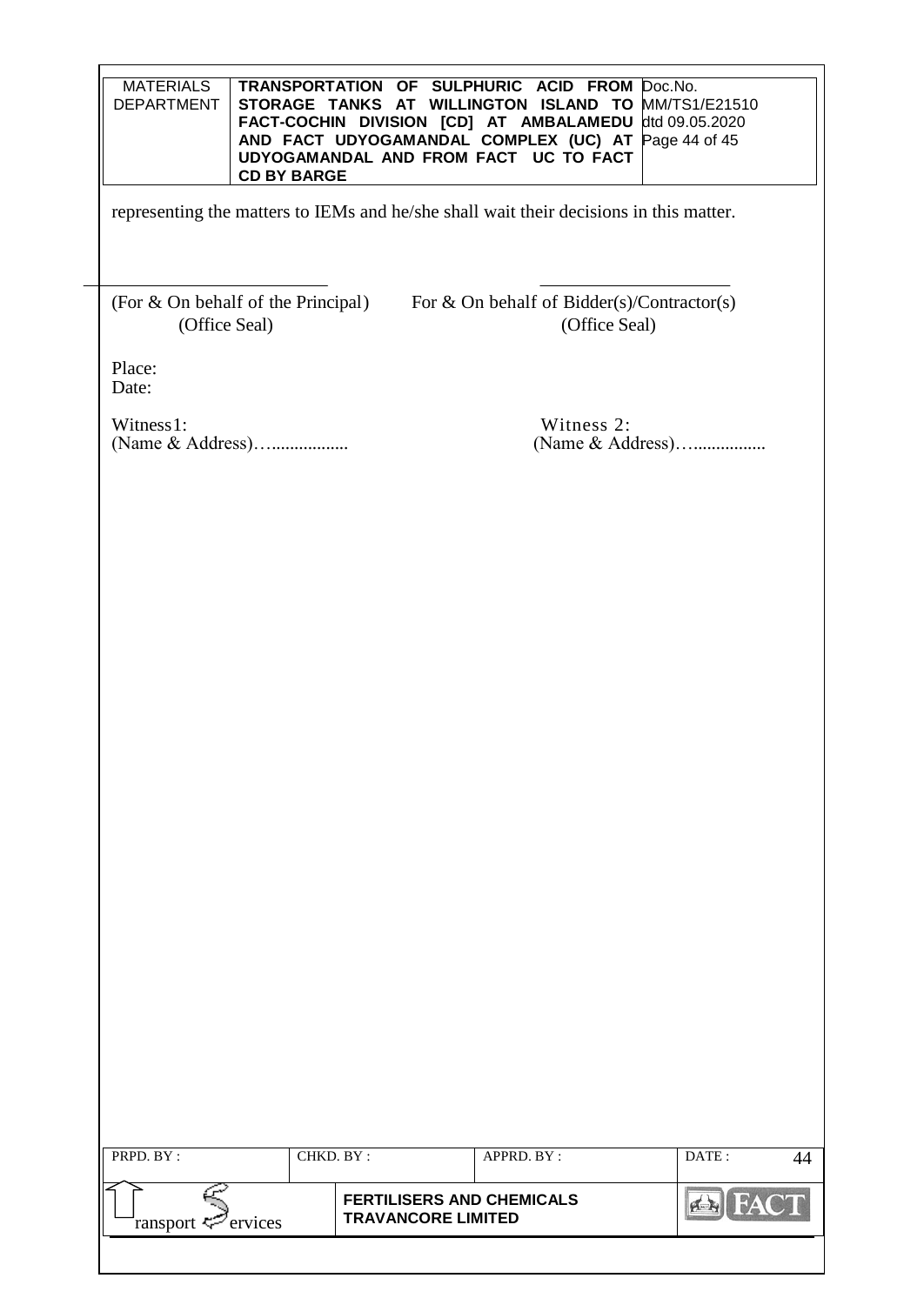representing the matters to IEMs and he/she shall wait their decisions in this matter.

| | |
|---|---|
| (For & On behalf of the Principal) | For & On behalf of Bidder(s)/Contractor(s) |
| (Office Seal) | (Office Seal) |

Place:

Date:

| | |
|---|---|
| Witness1: | Witness 2: |
| (Name & Address)….................. | (Name & Address)….................. |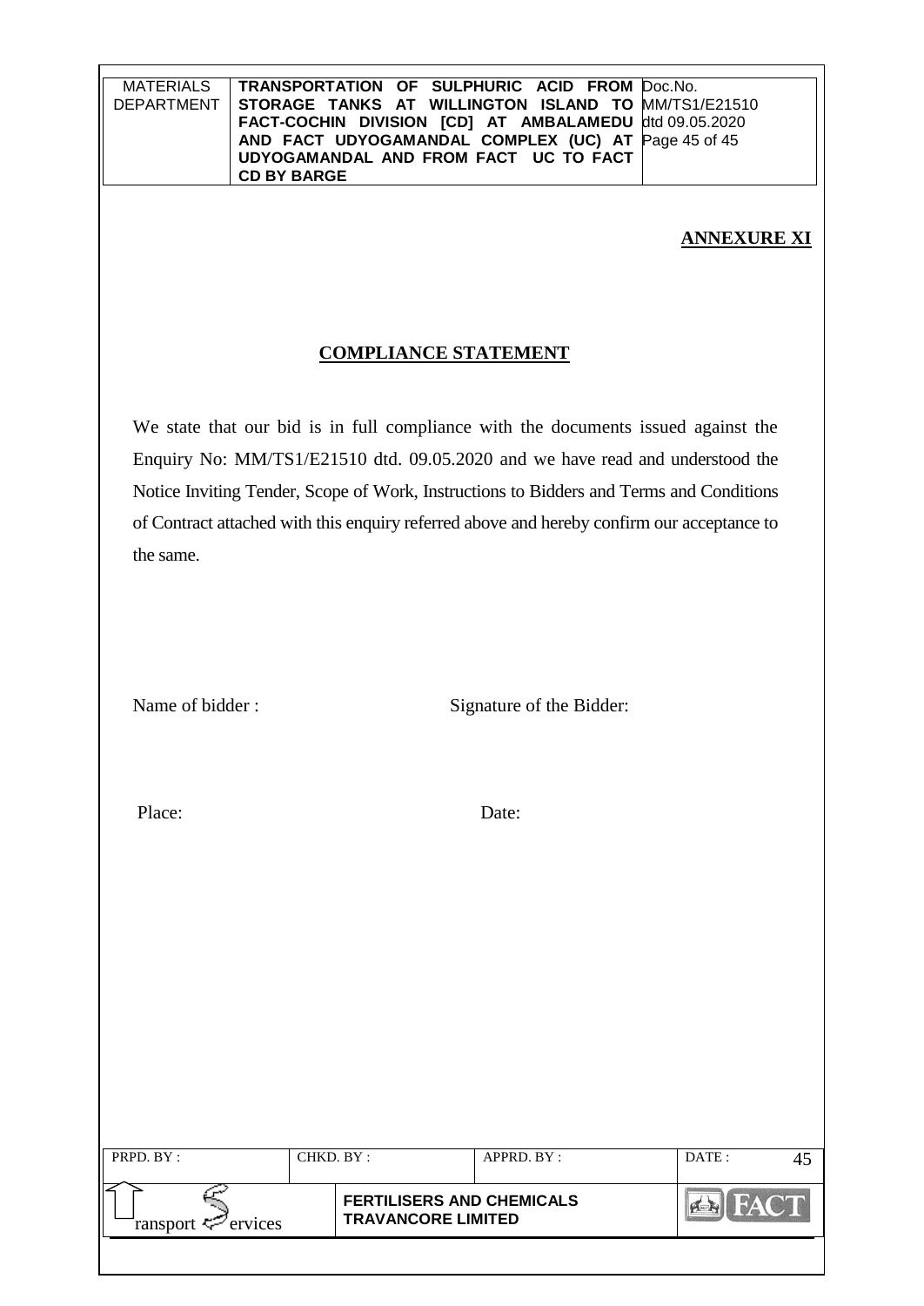**ANNEXURE XI**

## COMPLIANCE STATEMENT

We state that our bid is in full compliance with the documents issued against the Enquiry No: MM/TS1/E21510 dtd. 09.05.2020 and we have read and understood the Notice Inviting Tender, Scope of Work, Instructions to Bidders and Terms and Conditions of Contract attached with this enquiry referred above and hereby confirm our acceptance to the same.

Name of bidder : Signature of the Bidder:

Place: Date: